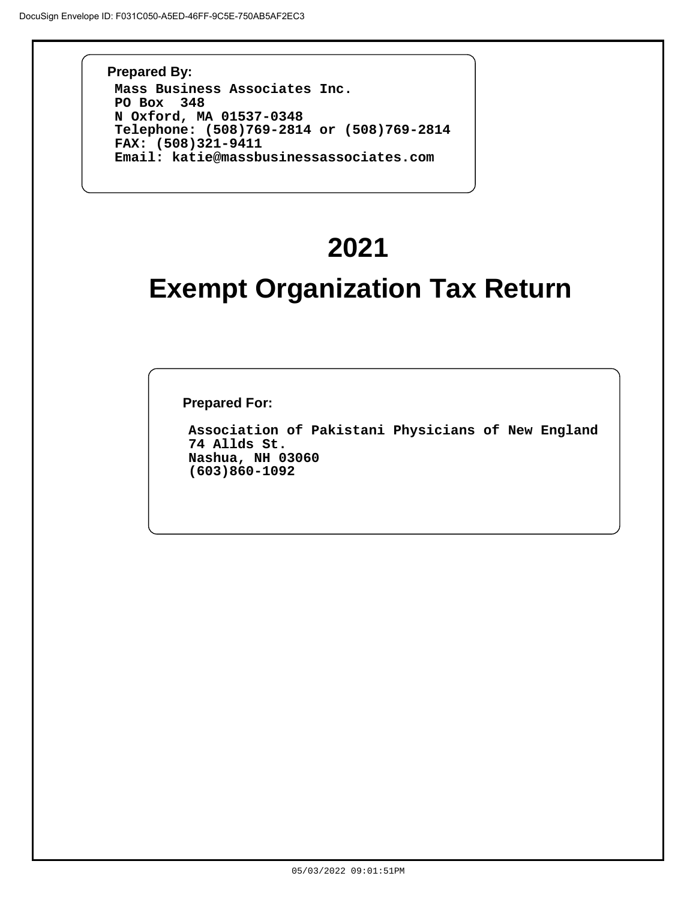DocuSign Envelope ID: F031C050-A5ED-46FF-9C5E-750AB5AF2EC3

**Prepared By:**

Mass Business Associates Inc.
PO Box 348
N Oxford, MA 01537-0348
Telephone: (508)769-2814 or (508)769-2814
FAX: (508)321-9411
Email: katie@massbusinessassociates.com

# 2021

# Exempt Organization Tax Return

**Prepared For:**

Association of Pakistani Physicians of New England
74 Allds St.
Nashua, NH 03060
(603)860-1092

05/03/2022 09:01:51PM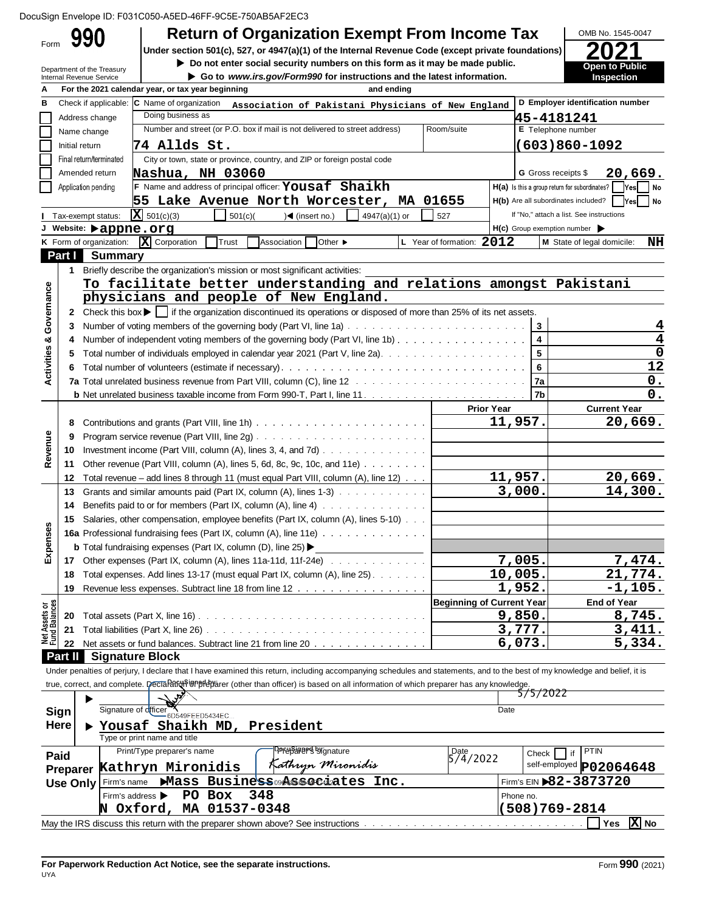DocuSign Envelope ID: F031C050-A5ED-46FF-9C5E-750AB5AF2EC3

# Form 990 — Return of Organization Exempt From Income Tax

**2021**

OMB No. 1545-0047

Under section 501(c), 527, or 4947(a)(1) of the Internal Revenue Code (except private foundations)

▶ Do not enter social security numbers on this form as it may be made public.

▶ Go to *www.irs.gov/Form990* for instructions and the latest information.

Department of the Treasury
Internal Revenue Service

**Open to Public Inspection**

**A** For the 2021 calendar year, or tax year beginning and ending

**B** Check if applicable:
- [ ] Address change
- [ ] Name change
- [ ] Initial return
- [ ] Final return/terminated
- [ ] Amended return
- [ ] Application pending

**C** Name of organization: Association of Pakistani Physicians of New England

Doing business as

Number and street (or P.O. box if mail is not delivered to street address): 74 Allds St.

Room/suite

City or town, state or province, country, and ZIP or foreign postal code: Nashua, NH 03060

**D** Employer identification number: 45-4181241

**E** Telephone number: (603)860-1092

**G** Gross receipts $ 20,669.

**F** Name and address of principal officer: Yousaf Shaikh
55 Lake Avenue North Worcester, MA 01655

**H(a)** Is this a group return for subordinates? [ ] Yes [ ] No

**H(b)** Are all subordinates included? [ ] Yes [ ] No
If "No," attach a list. See instructions

**H(c)** Group exemption number ▶

**I** Tax-exempt status: [X] 501(c)(3) [ ] 501(c)( )◀ (insert no.) [ ] 4947(a)(1) or [ ] 527

**J** Website: ▶ appne.org

**K** Form of organization: [X] Corporation [ ] Trust [ ] Association [ ] Other ▶

**L** Year of formation: 2012

**M** State of legal domicile: NH

## Part I Summary

### Activities & Governance

**1** Briefly describe the organization's mission or most significant activities:
To facilitate better understanding and relations amongst Pakistani physicians and people of New England.

**2** Check this box ▶ [ ] if the organization discontinued its operations or disposed of more than 25% of its net assets.

| | | | |
|---|---|---|---|
| 3 | Number of voting members of the governing body (Part VI, line 1a) | 3 | 4 |
| 4 | Number of independent voting members of the governing body (Part VI, line 1b) | 4 | 4 |
| 5 | Total number of individuals employed in calendar year 2021 (Part V, line 2a) | 5 | 0 |
| 6 | Total number of volunteers (estimate if necessary) | 6 | 12 |
| 7a | Total unrelated business revenue from Part VIII, column (C), line 12 | 7a | 0. |
| b | Net unrelated business taxable income from Form 990-T, Part I, line 11 | 7b | 0. |

### Revenue / Expenses

| | | Prior Year | Current Year |
|---|---|---|---|
| 8 | Contributions and grants (Part VIII, line 1h) | 11,957. | 20,669. |
| 9 | Program service revenue (Part VIII, line 2g) | | |
| 10 | Investment income (Part VIII, column (A), lines 3, 4, and 7d) | | |
| 11 | Other revenue (Part VIII, column (A), lines 5, 6d, 8c, 9c, 10c, and 11e) | | |
| 12 | Total revenue – add lines 8 through 11 (must equal Part VIII, column (A), line 12) | 11,957. | 20,669. |
| 13 | Grants and similar amounts paid (Part IX, column (A), lines 1-3) | 3,000. | 14,300. |
| 14 | Benefits paid to or for members (Part IX, column (A), line 4) | | |
| 15 | Salaries, other compensation, employee benefits (Part IX, column (A), lines 5-10) | | |
| 16a | Professional fundraising fees (Part IX, column (A), line 11e) | | |
| b | Total fundraising expenses (Part IX, column (D), line 25) ▶ | | |
| 17 | Other expenses (Part IX, column (A), lines 11a-11d, 11f-24e) | 7,005. | 7,474. |
| 18 | Total expenses. Add lines 13-17 (must equal Part IX, column (A), line 25) | 10,005. | 21,774. |
| 19 | Revenue less expenses. Subtract line 18 from line 12 | 1,952. | -1,105. |

### Net Assets or Fund Balances

| | | Beginning of Current Year | End of Year |
|---|---|---|---|
| 20 | Total assets (Part X, line 16) | 9,850. | 8,745. |
| 21 | Total liabilities (Part X, line 26) | 3,777. | 3,411. |
| 22 | Net assets or fund balances. Subtract line 21 from line 20 | 6,073. | 5,334. |

## Part II Signature Block

Under penalties of perjury, I declare that I have examined this return, including accompanying schedules and statements, and to the best of my knowledge and belief, it is true, correct, and complete. Declaration of preparer (other than officer) is based on all information of which preparer has any knowledge.

**Sign Here**

Signature of officer: DocuSigned by: 6D549FEED5434EC... Date: 5/5/2022

Yousaf Shaikh MD, President
Type or print name and title

**Paid Preparer Use Only**

| Print/Type preparer's name | Preparer's signature | Date | Check [ ] if self-employed | PTIN |
|---|---|---|---|---|
| Kathryn Mironidis | Kathryn Mironidis (DocuSigned) | 5/4/2022 | | P02064648 |

Firm's name ▶ Mass Business Associates Inc. — Firm's EIN ▶ 82-3873720

Firm's address ▶ PO Box 348, N Oxford, MA 01537-0348 — Phone no. (508)769-2814

May the IRS discuss this return with the preparer shown above? See instructions [ ] Yes [X] No

For Paperwork Reduction Act Notice, see the separate instructions.

UYA Form 990 (2021)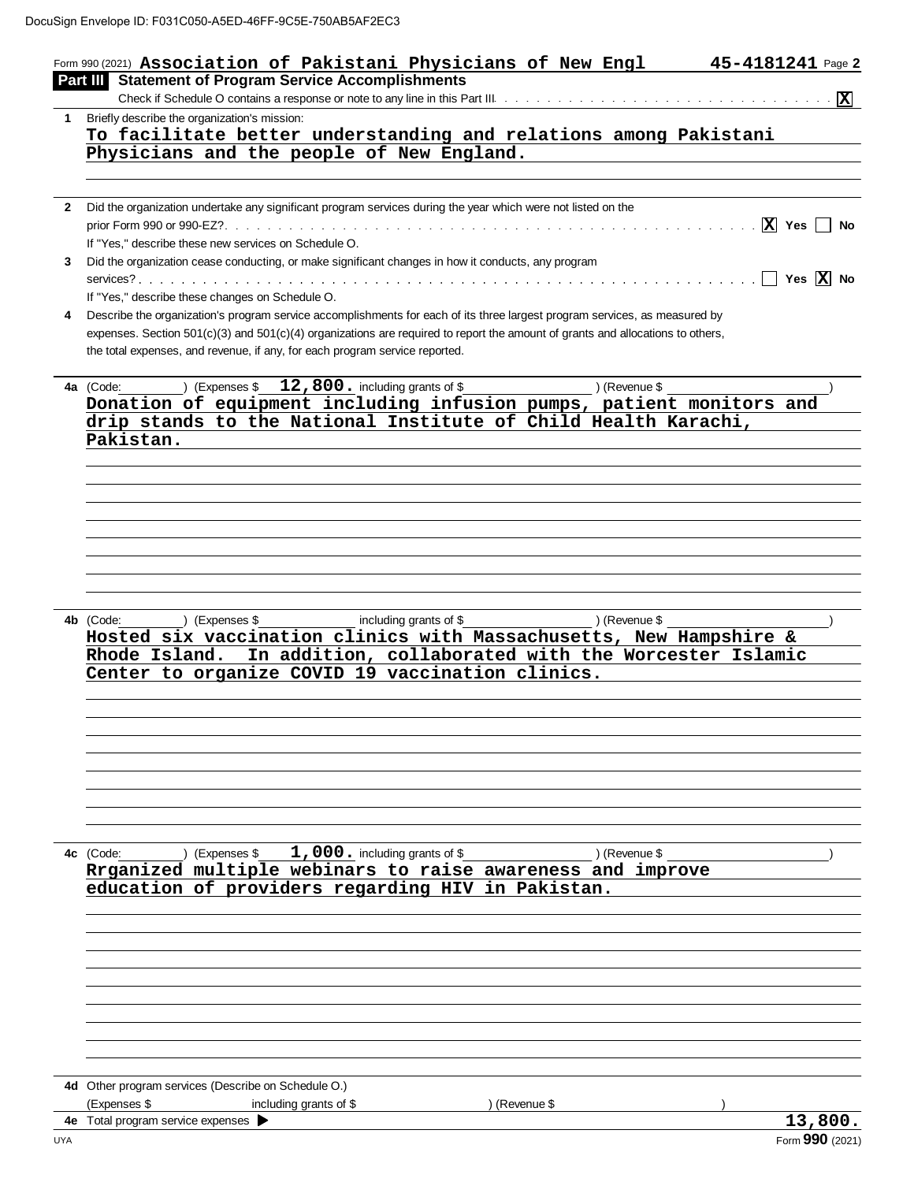DocuSign Envelope ID: F031C050-A5ED-46FF-9C5E-750AB5AF2EC3

Form 990 (2021) **Association of Pakistani Physicians of New Engl** **45-4181241** Page **2**

## Part III Statement of Program Service Accomplishments

Check if Schedule O contains a response or note to any line in this Part III . . . . . . . . . . . . . . . . . . . . . . . . . . . . . . . . . . **X**

**1** Briefly describe the organization's mission:

To facilitate better understanding and relations among Pakistani Physicians and the people of New England.

**2** Did the organization undertake any significant program services during the year which were not listed on the prior Form 990 or 990-EZ? . . . . . . . . . . . . . . . . . . . . . . . . . . . . . . . . . . . . . . . . . . . . . . . . **X** Yes ☐ No

If "Yes," describe these new services on Schedule O.

**3** Did the organization cease conducting, or make significant changes in how it conducts, any program services? . . . . . . . . . . . . . . . . . . . . . . . . . . . . . . . . . . . . . . . . . . . . . . . . . . . . . . . . . . . . ☐ Yes **X** No

If "Yes," describe these changes on Schedule O.

**4** Describe the organization's program service accomplishments for each of its three largest program services, as measured by expenses. Section 501(c)(3) and 501(c)(4) organizations are required to report the amount of grants and allocations to others, the total expenses, and revenue, if any, for each program service reported.

**4a** (Code: ) (Expenses $ **12,800.** including grants of $ ) (Revenue $ )

Donation of equipment including infusion pumps, patient monitors and drip stands to the National Institute of Child Health Karachi, Pakistan.

**4b** (Code: ) (Expenses $ including grants of $ ) (Revenue $ )

Hosted six vaccination clinics with Massachusetts, New Hampshire & Rhode Island. In addition, collaborated with the Worcester Islamic Center to organize COVID 19 vaccination clinics.

**4c** (Code: ) (Expenses $ **1,000.** including grants of $ ) (Revenue $ )

Rrganized multiple webinars to raise awareness and improve education of providers regarding HIV in Pakistan.

**4d** Other program services (Describe on Schedule O.)

(Expenses $ including grants of $ ) (Revenue $ )

**4e** Total program service expenses ▶ **13,800.**

UYA Form **990** (2021)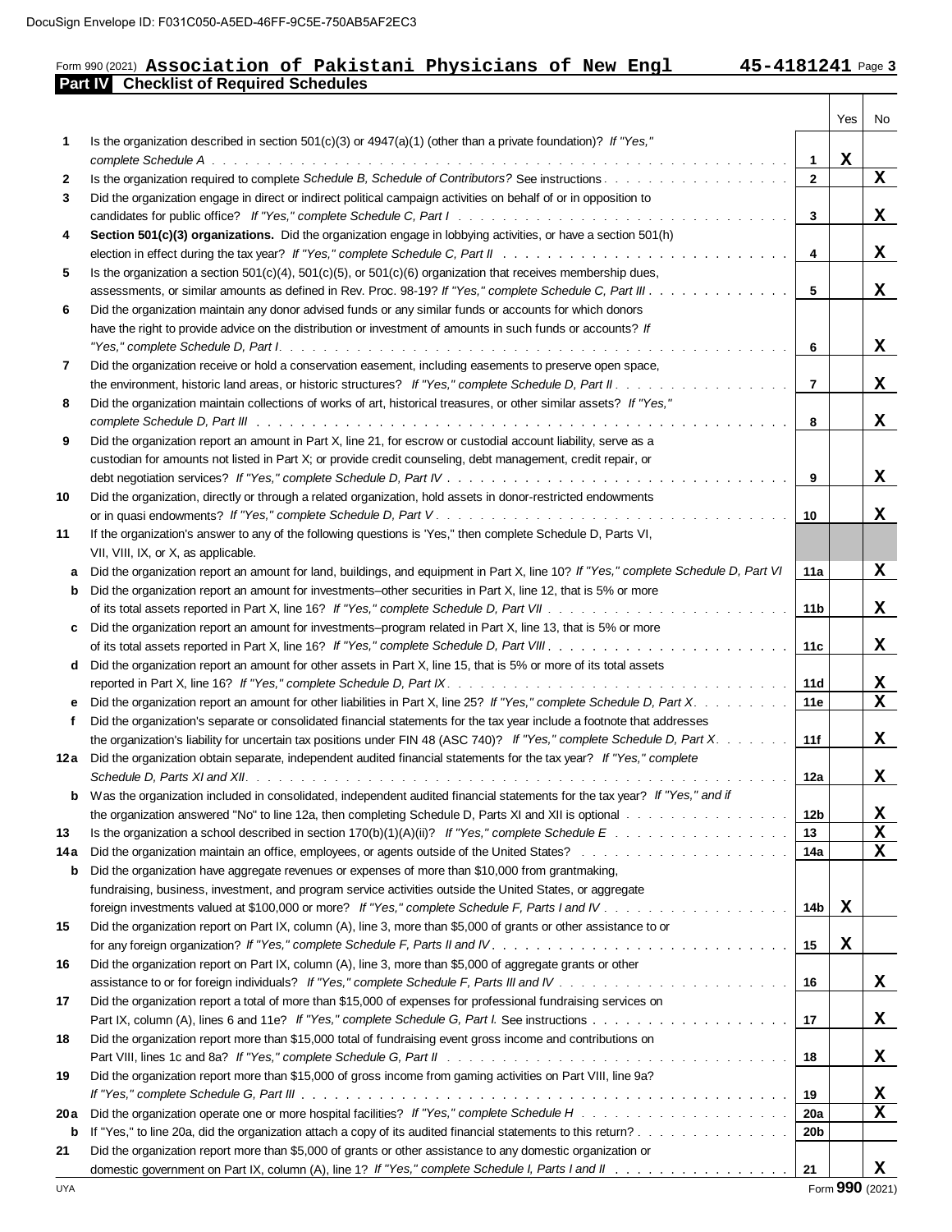DocuSign Envelope ID: F031C050-A5ED-46FF-9C5E-750AB5AF2EC3

Form 990 (2021) **Association of Pakistani Physicians of New Engl** **45-4181241** Page 3

## Part IV Checklist of Required Schedules

| | | | Yes | No |
|---|---|---|---|---|
| 1 | Is the organization described in section 501(c)(3) or 4947(a)(1) (other than a private foundation)? *If "Yes," complete Schedule A* | 1 | X | |
| 2 | Is the organization required to complete *Schedule B, Schedule of Contributors*? See instructions | 2 | | X |
| 3 | Did the organization engage in direct or indirect political campaign activities on behalf of or in opposition to candidates for public office? *If "Yes," complete Schedule C, Part I* | 3 | | X |
| 4 | **Section 501(c)(3) organizations.** Did the organization engage in lobbying activities, or have a section 501(h) election in effect during the tax year? *If "Yes," complete Schedule C, Part II* | 4 | | X |
| 5 | Is the organization a section 501(c)(4), 501(c)(5), or 501(c)(6) organization that receives membership dues, assessments, or similar amounts as defined in Rev. Proc. 98-19? *If "Yes," complete Schedule C, Part III* | 5 | | X |
| 6 | Did the organization maintain any donor advised funds or any similar funds or accounts for which donors have the right to provide advice on the distribution or investment of amounts in such funds or accounts? *If "Yes," complete Schedule D, Part I* | 6 | | X |
| 7 | Did the organization receive or hold a conservation easement, including easements to preserve open space, the environment, historic land areas, or historic structures? *If "Yes," complete Schedule D, Part II* | 7 | | X |
| 8 | Did the organization maintain collections of works of art, historical treasures, or other similar assets? *If "Yes," complete Schedule D, Part III* | 8 | | X |
| 9 | Did the organization report an amount in Part X, line 21, for escrow or custodial account liability, serve as a custodian for amounts not listed in Part X; or provide credit counseling, debt management, credit repair, or debt negotiation services? *If "Yes," complete Schedule D, Part IV* | 9 | | X |
| 10 | Did the organization, directly or through a related organization, hold assets in donor-restricted endowments or in quasi endowments? *If "Yes," complete Schedule D, Part V* | 10 | | X |
| 11 | If the organization's answer to any of the following questions is 'Yes," then complete Schedule D, Parts VI, VII, VIII, IX, or X, as applicable. | | | |
| a | Did the organization report an amount for land, buildings, and equipment in Part X, line 10? *If "Yes," complete Schedule D, Part VI* | 11a | | X |
| b | Did the organization report an amount for investments–other securities in Part X, line 12, that is 5% or more of its total assets reported in Part X, line 16? *If "Yes," complete Schedule D, Part VII* | 11b | | X |
| c | Did the organization report an amount for investments–program related in Part X, line 13, that is 5% or more of its total assets reported in Part X, line 16? *If "Yes," complete Schedule D, Part VIII* | 11c | | X |
| d | Did the organization report an amount for other assets in Part X, line 15, that is 5% or more of its total assets reported in Part X, line 16? *If "Yes," complete Schedule D, Part IX* | 11d | | X |
| e | Did the organization report an amount for other liabilities in Part X, line 25? *If "Yes," complete Schedule D, Part X* | 11e | | X |
| f | Did the organization's separate or consolidated financial statements for the tax year include a footnote that addresses the organization's liability for uncertain tax positions under FIN 48 (ASC 740)? *If "Yes," complete Schedule D, Part X* | 11f | | X |
| 12a | Did the organization obtain separate, independent audited financial statements for the tax year? *If "Yes," complete Schedule D, Parts XI and XII* | 12a | | X |
| b | Was the organization included in consolidated, independent audited financial statements for the tax year? *If "Yes," and if the organization answered "No" to line 12a, then completing Schedule D, Parts XI and XII is optional* | 12b | | X |
| 13 | Is the organization a school described in section 170(b)(1)(A)(ii)? *If "Yes," complete Schedule E* | 13 | | X |
| 14a | Did the organization maintain an office, employees, or agents outside of the United States? | 14a | | X |
| b | Did the organization have aggregate revenues or expenses of more than $10,000 from grantmaking, fundraising, business, investment, and program service activities outside the United States, or aggregate foreign investments valued at $100,000 or more? *If "Yes," complete Schedule F, Parts I and IV* | 14b | X | |
| 15 | Did the organization report on Part IX, column (A), line 3, more than $5,000 of grants or other assistance to or for any foreign organization? *If "Yes," complete Schedule F, Parts II and IV* | 15 | X | |
| 16 | Did the organization report on Part IX, column (A), line 3, more than $5,000 of aggregate grants or other assistance to or for foreign individuals? *If "Yes," complete Schedule F, Parts III and IV* | 16 | | X |
| 17 | Did the organization report a total of more than $15,000 of expenses for professional fundraising services on Part IX, column (A), lines 6 and 11e? *If "Yes," complete Schedule G, Part I.* See instructions | 17 | | X |
| 18 | Did the organization report more than $15,000 total of fundraising event gross income and contributions on Part VIII, lines 1c and 8a? *If "Yes," complete Schedule G, Part II* | 18 | | X |
| 19 | Did the organization report more than $15,000 of gross income from gaming activities on Part VIII, line 9a? *If "Yes," complete Schedule G, Part III* | 19 | | X |
| 20a | Did the organization operate one or more hospital facilities? *If "Yes," complete Schedule H* | 20a | | X |
| b | If "Yes," to line 20a, did the organization attach a copy of its audited financial statements to this return? | 20b | | |
| 21 | Did the organization report more than $5,000 of grants or other assistance to any domestic organization or domestic government on Part IX, column (A), line 1? *If "Yes," complete Schedule I, Parts I and II* | 21 | | X |

UYA Form **990** (2021)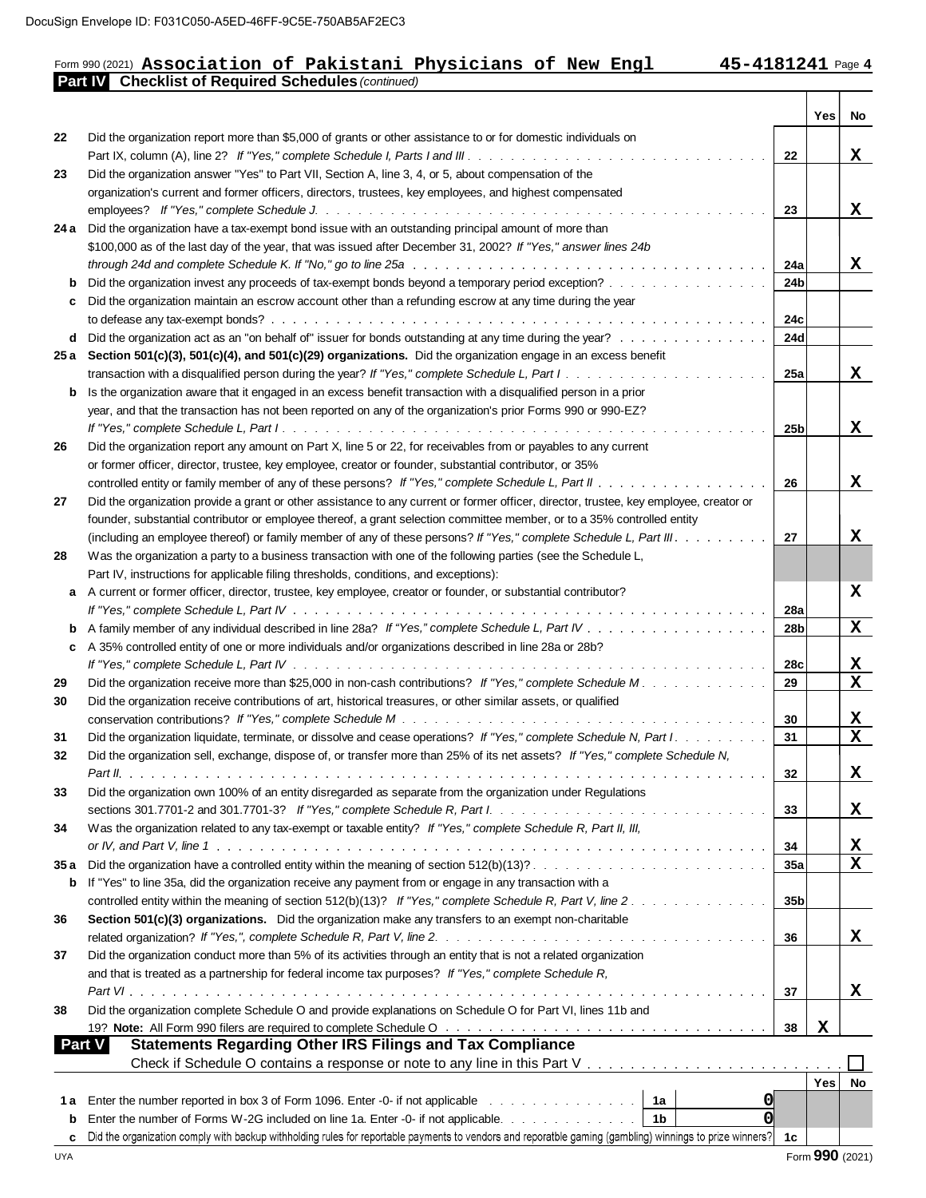DocuSign Envelope ID: F031C050-A5ED-46FF-9C5E-750AB5AF2EC3

Form 990 (2021) **Association of Pakistani Physicians of New Engl** **45-4181241** Page 4

## Part IV Checklist of Required Schedules *(continued)*

| | | | Yes | No |
|---|---|---|---|---|
| 22 | Did the organization report more than $5,000 of grants or other assistance to or for domestic individuals on Part IX, column (A), line 2? *If "Yes," complete Schedule I, Parts I and III* | 22 | | X |
| 23 | Did the organization answer "Yes" to Part VII, Section A, line 3, 4, or 5, about compensation of the organization's current and former officers, directors, trustees, key employees, and highest compensated employees? *If "Yes," complete Schedule J* | 23 | | X |
| 24 a | Did the organization have a tax-exempt bond issue with an outstanding principal amount of more than $100,000 as of the last day of the year, that was issued after December 31, 2002? *If "Yes," answer lines 24b through 24d and complete Schedule K. If "No," go to line 25a* | 24a | | X |
| b | Did the organization invest any proceeds of tax-exempt bonds beyond a temporary period exception? | 24b | | |
| c | Did the organization maintain an escrow account other than a refunding escrow at any time during the year to defease any tax-exempt bonds? | 24c | | |
| d | Did the organization act as an "on behalf of" issuer for bonds outstanding at any time during the year? | 24d | | |
| 25 a | **Section 501(c)(3), 501(c)(4), and 501(c)(29) organizations.** Did the organization engage in an excess benefit transaction with a disqualified person during the year? *If "Yes," complete Schedule L, Part I* | 25a | | X |
| b | Is the organization aware that it engaged in an excess benefit transaction with a disqualified person in a prior year, and that the transaction has not been reported on any of the organization's prior Forms 990 or 990-EZ? *If "Yes," complete Schedule L, Part I* | 25b | | X |
| 26 | Did the organization report any amount on Part X, line 5 or 22, for receivables from or payables to any current or former officer, director, trustee, key employee, creator or founder, substantial contributor, or 35% controlled entity or family member of any of these persons? *If "Yes," complete Schedule L, Part II* | 26 | | X |
| 27 | Did the organization provide a grant or other assistance to any current or former officer, director, trustee, key employee, creator or founder, substantial contributor or employee thereof, a grant selection committee member, or to a 35% controlled entity (including an employee thereof) or family member of any of these persons? *If "Yes," complete Schedule L, Part III* | 27 | | X |
| 28 | Was the organization a party to a business transaction with one of the following parties (see the Schedule L, Part IV, instructions for applicable filing thresholds, conditions, and exceptions): | | | |
| a | A current or former officer, director, trustee, key employee, creator or founder, or substantial contributor? *If "Yes," complete Schedule L, Part IV* | 28a | | X |
| b | A family member of any individual described in line 28a? *If "Yes," complete Schedule L, Part IV* | 28b | | X |
| c | A 35% controlled entity of one or more individuals and/or organizations described in line 28a or 28b? *If "Yes," complete Schedule L, Part IV* | 28c | | X |
| 29 | Did the organization receive more than $25,000 in non-cash contributions? *If "Yes," complete Schedule M* | 29 | | X |
| 30 | Did the organization receive contributions of art, historical treasures, or other similar assets, or qualified conservation contributions? *If "Yes," complete Schedule M* | 30 | | X |
| 31 | Did the organization liquidate, terminate, or dissolve and cease operations? *If "Yes," complete Schedule N, Part I* | 31 | | X |
| 32 | Did the organization sell, exchange, dispose of, or transfer more than 25% of its net assets? *If "Yes," complete Schedule N, Part II* | 32 | | X |
| 33 | Did the organization own 100% of an entity disregarded as separate from the organization under Regulations sections 301.7701-2 and 301.7701-3? *If "Yes," complete Schedule R, Part I* | 33 | | X |
| 34 | Was the organization related to any tax-exempt or taxable entity? *If "Yes," complete Schedule R, Part II, III, or IV, and Part V, line 1* | 34 | | X |
| 35 a | Did the organization have a controlled entity within the meaning of section 512(b)(13)? | 35a | | X |
| b | If "Yes" to line 35a, did the organization receive any payment from or engage in any transaction with a controlled entity within the meaning of section 512(b)(13)? *If "Yes," complete Schedule R, Part V, line 2* | 35b | | |
| 36 | **Section 501(c)(3) organizations.** Did the organization make any transfers to an exempt non-charitable related organization? *If "Yes," complete Schedule R, Part V, line 2* | 36 | | X |
| 37 | Did the organization conduct more than 5% of its activities through an entity that is not a related organization and that is treated as a partnership for federal income tax purposes? *If "Yes," complete Schedule R, Part VI* | 37 | | X |
| 38 | Did the organization complete Schedule O and provide explanations on Schedule O for Part VI, lines 11b and 19? **Note:** All Form 990 filers are required to complete Schedule O | 38 | X | |

## Part V Statements Regarding Other IRS Filings and Tax Compliance

Check if Schedule O contains a response or note to any line in this Part V ☐

| | | | | | Yes | No |
|---|---|---|---|---|---|---|
| 1 a | Enter the number reported in box 3 of Form 1096. Enter -0- if not applicable | 1a | 0 | | | |
| b | Enter the number of Forms W-2G included on line 1a. Enter -0- if not applicable | 1b | 0 | | | |
| c | Did the organization comply with backup withholding rules for reportable payments to vendors and reportable gaming (gambling) winnings to prize winners? | | | 1c | | |

UYA Form **990** (2021)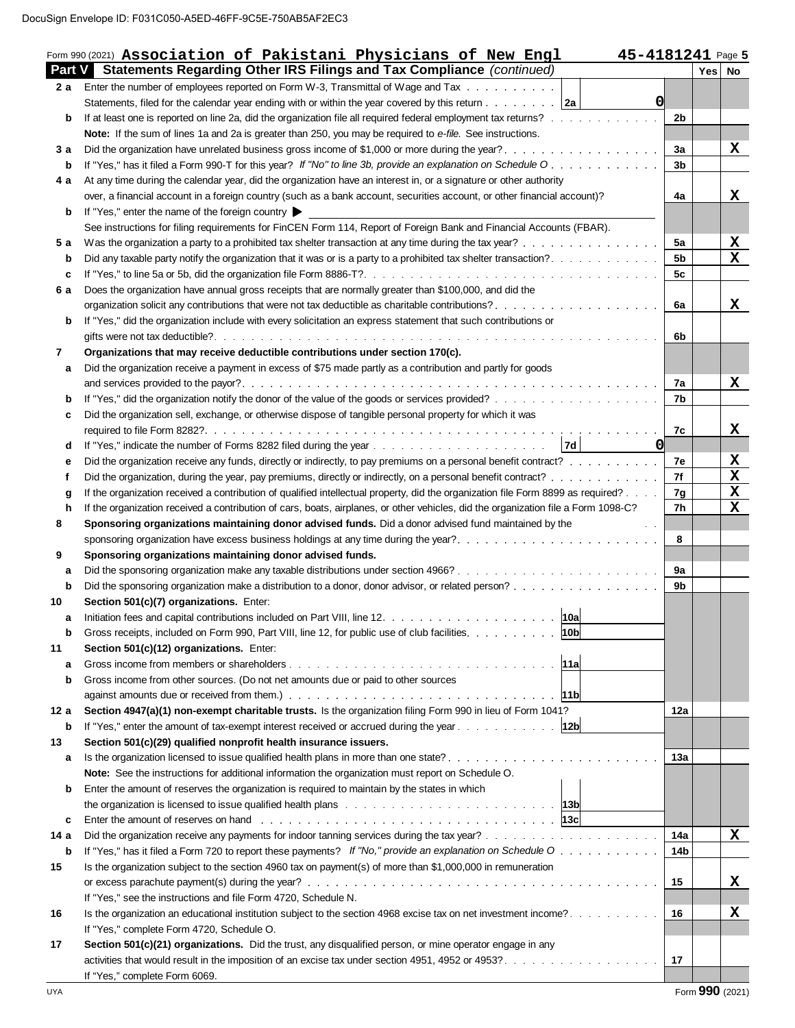DocuSign Envelope ID: F031C050-A5ED-46FF-9C5E-750AB5AF2EC3

Form 990 (2021) **Association of Pakistani Physicians of New Engl** **45-4181241** Page **5**

## Part V Statements Regarding Other IRS Filings and Tax Compliance *(continued)*

| | | | | Yes | No |
|---|---|---|---|---|---|
| **2 a** | Enter the number of employees reported on Form W-3, Transmittal of Wage and Tax Statements, filed for the calendar year ending with or within the year covered by this return | 2a 0 | | | |
| **b** | If at least one is reported on line 2a, did the organization file all required federal employment tax returns? | | 2b | | |
| | **Note:** If the sum of lines 1a and 2a is greater than 250, you may be required to *e-file.* See instructions. | | | | |
| **3 a** | Did the organization have unrelated business gross income of $1,000 or more during the year? | | 3a | | X |
| **b** | If "Yes," has it filed a Form 990-T for this year? *If "No" to line 3b, provide an explanation on Schedule O* | | 3b | | |
| **4 a** | At any time during the calendar year, did the organization have an interest in, or a signature or other authority over, a financial account in a foreign country (such as a bank account, securities account, or other financial account)? | | 4a | | X |
| **b** | If "Yes," enter the name of the foreign country ▶ | | | | |
| | See instructions for filing requirements for FinCEN Form 114, Report of Foreign Bank and Financial Accounts (FBAR). | | | | |
| **5 a** | Was the organization a party to a prohibited tax shelter transaction at any time during the tax year? | | 5a | | X |
| **b** | Did any taxable party notify the organization that it was or is a party to a prohibited tax shelter transaction? | | 5b | | X |
| **c** | If "Yes," to line 5a or 5b, did the organization file Form 8886-T? | | 5c | | |
| **6 a** | Does the organization have annual gross receipts that are normally greater than $100,000, and did the organization solicit any contributions that were not tax deductible as charitable contributions? | | 6a | | X |
| **b** | If "Yes," did the organization include with every solicitation an express statement that such contributions or gifts were not tax deductible? | | 6b | | |
| **7** | **Organizations that may receive deductible contributions under section 170(c).** | | | | |
| **a** | Did the organization receive a payment in excess of $75 made partly as a contribution and partly for goods and services provided to the payor? | | 7a | | X |
| **b** | If "Yes," did the organization notify the donor of the value of the goods or services provided? | | 7b | | |
| **c** | Did the organization sell, exchange, or otherwise dispose of tangible personal property for which it was required to file Form 8282? | | 7c | | X |
| **d** | If "Yes," indicate the number of Forms 8282 filed during the year | 7d 0 | | | |
| **e** | Did the organization receive any funds, directly or indirectly, to pay premiums on a personal benefit contract? | | 7e | | X |
| **f** | Did the organization, during the year, pay premiums, directly or indirectly, on a personal benefit contract? | | 7f | | X |
| **g** | If the organization received a contribution of qualified intellectual property, did the organization file Form 8899 as required? | | 7g | | X |
| **h** | If the organization received a contribution of cars, boats, airplanes, or other vehicles, did the organization file a Form 1098-C? | | 7h | | X |
| **8** | **Sponsoring organizations maintaining donor advised funds.** Did a donor advised fund maintained by the sponsoring organization have excess business holdings at any time during the year? | | 8 | | |
| **9** | **Sponsoring organizations maintaining donor advised funds.** | | | | |
| **a** | Did the sponsoring organization make any taxable distributions under section 4966? | | 9a | | |
| **b** | Did the sponsoring organization make a distribution to a donor, donor advisor, or related person? | | 9b | | |
| **10** | **Section 501(c)(7) organizations.** Enter: | | | | |
| **a** | Initiation fees and capital contributions included on Part VIII, line 12 | 10a | | | |
| **b** | Gross receipts, included on Form 990, Part VIII, line 12, for public use of club facilities | 10b | | | |
| **11** | **Section 501(c)(12) organizations.** Enter: | | | | |
| **a** | Gross income from members or shareholders | 11a | | | |
| **b** | Gross income from other sources. (Do not net amounts due or paid to other sources against amounts due or received from them.) | 11b | | | |
| **12 a** | **Section 4947(a)(1) non-exempt charitable trusts.** Is the organization filing Form 990 in lieu of Form 1041? | | 12a | | |
| **b** | If "Yes," enter the amount of tax-exempt interest received or accrued during the year | 12b | | | |
| **13** | **Section 501(c)(29) qualified nonprofit health insurance issuers.** | | | | |
| **a** | Is the organization licensed to issue qualified health plans in more than one state? | | 13a | | |
| | **Note:** See the instructions for additional information the organization must report on Schedule O. | | | | |
| **b** | Enter the amount of reserves the organization is required to maintain by the states in which the organization is licensed to issue qualified health plans | 13b | | | |
| **c** | Enter the amount of reserves on hand | 13c | | | |
| **14 a** | Did the organization receive any payments for indoor tanning services during the tax year? | | 14a | | X |
| **b** | If "Yes," has it filed a Form 720 to report these payments? *If "No," provide an explanation on Schedule O* | | 14b | | |
| **15** | Is the organization subject to the section 4960 tax on payment(s) of more than $1,000,000 in remuneration or excess parachute payment(s) during the year? | | 15 | | X |
| | If "Yes," see the instructions and file Form 4720, Schedule N. | | | | |
| **16** | Is the organization an educational institution subject to the section 4968 excise tax on net investment income? | | 16 | | X |
| | If "Yes," complete Form 4720, Schedule O. | | | | |
| **17** | **Section 501(c)(21) organizations.** Did the trust, any disqualified person, or mine operator engage in any activities that would result in the imposition of an excise tax under section 4951, 4952 or 4953? | | 17 | | |
| | If "Yes," complete Form 6069. | | | | |

UYA Form **990** (2021)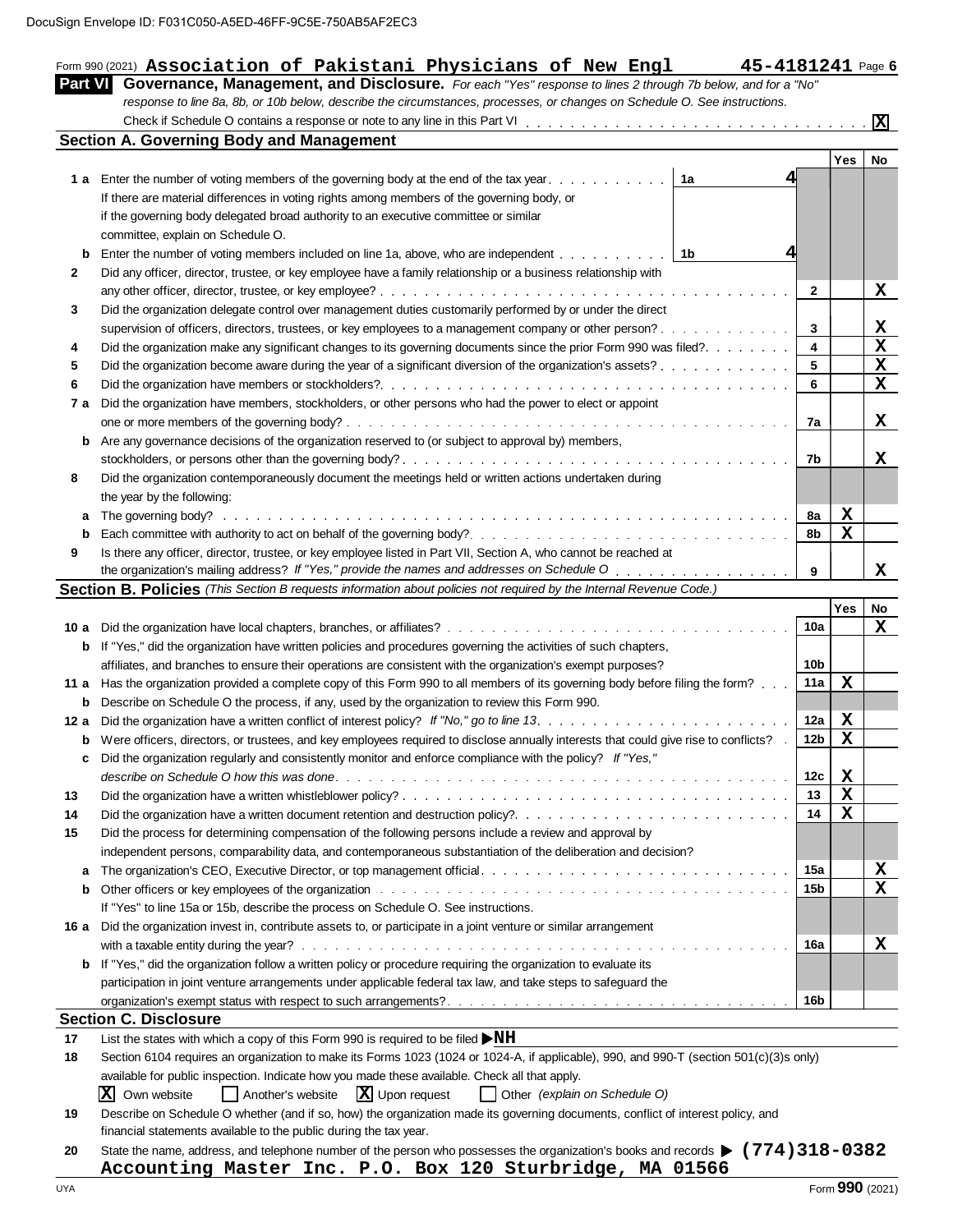DocuSign Envelope ID: F031C050-A5ED-46FF-9C5E-750AB5AF2EC3

Form 990 (2021) **Association of Pakistani Physicians of New Engl** **45-4181241** Page **6**

## Part VI Governance, Management, and Disclosure.

*For each "Yes" response to lines 2 through 7b below, and for a "No" response to line 8a, 8b, or 10b below, describe the circumstances, processes, or changes on Schedule O. See instructions.*

Check if Schedule O contains a response or note to any line in this Part VI . . . . . . . . . . . . . . . . . . . . . . . . . . . . . . . . [X]

### Section A. Governing Body and Management

| | | | | Yes | No |
|---|---|---|---|---|---|
| **1 a** | Enter the number of voting members of the governing body at the end of the tax year . . . . . . . . . . . **1a** 4<br>If there are material differences in voting rights among members of the governing body, or if the governing body delegated broad authority to an executive committee or similar committee, explain on Schedule O. | | | | |
| **b** | Enter the number of voting members included on line 1a, above, who are independent . . . . . . . . . . **1b** 4 | | | | |
| **2** | Did any officer, director, trustee, or key employee have a family relationship or a business relationship with any other officer, director, trustee, or key employee? | **2** | | | X |
| **3** | Did the organization delegate control over management duties customarily performed by or under the direct supervision of officers, directors, trustees, or key employees to a management company or other person? | **3** | | | X |
| **4** | Did the organization make any significant changes to its governing documents since the prior Form 990 was filed? | **4** | | | X |
| **5** | Did the organization become aware during the year of a significant diversion of the organization's assets? | **5** | | | X |
| **6** | Did the organization have members or stockholders? | **6** | | | X |
| **7 a** | Did the organization have members, stockholders, or other persons who had the power to elect or appoint one or more members of the governing body? | **7a** | | | X |
| **b** | Are any governance decisions of the organization reserved to (or subject to approval by) members, stockholders, or persons other than the governing body? | **7b** | | | X |
| **8** | Did the organization contemporaneously document the meetings held or written actions undertaken during the year by the following: | | | | |
| **a** | The governing body? | **8a** | | X | |
| **b** | Each committee with authority to act on behalf of the governing body? | **8b** | | X | |
| **9** | Is there any officer, director, trustee, or key employee listed in Part VII, Section A, who cannot be reached at the organization's mailing address? *If "Yes," provide the names and addresses on Schedule O* | **9** | | | X |

### Section B. Policies *(This Section B requests information about policies not required by the Internal Revenue Code.)*

| | | | Yes | No |
|---|---|---|---|---|
| **10 a** | Did the organization have local chapters, branches, or affiliates? | **10a** | | X |
| **b** | If "Yes," did the organization have written policies and procedures governing the activities of such chapters, affiliates, and branches to ensure their operations are consistent with the organization's exempt purposes? | **10b** | | |
| **11 a** | Has the organization provided a complete copy of this Form 990 to all members of its governing body before filing the form? | **11a** | X | |
| **b** | Describe on Schedule O the process, if any, used by the organization to review this Form 990. | | | |
| **12 a** | Did the organization have a written conflict of interest policy? *If "No," go to line 13* | **12a** | X | |
| **b** | Were officers, directors, or trustees, and key employees required to disclose annually interests that could give rise to conflicts? | **12b** | X | |
| **c** | Did the organization regularly and consistently monitor and enforce compliance with the policy? *If "Yes," describe on Schedule O how this was done* | **12c** | X | |
| **13** | Did the organization have a written whistleblower policy? | **13** | X | |
| **14** | Did the organization have a written document retention and destruction policy? | **14** | X | |
| **15** | Did the process for determining compensation of the following persons include a review and approval by independent persons, comparability data, and contemporaneous substantiation of the deliberation and decision? | | | |
| **a** | The organization's CEO, Executive Director, or top management official | **15a** | | X |
| **b** | Other officers or key employees of the organization | **15b** | | X |
| | If "Yes" to line 15a or 15b, describe the process on Schedule O. See instructions. | | | |
| **16 a** | Did the organization invest in, contribute assets to, or participate in a joint venture or similar arrangement with a taxable entity during the year? | **16a** | | X |
| **b** | If "Yes," did the organization follow a written policy or procedure requiring the organization to evaluate its participation in joint venture arrangements under applicable federal tax law, and take steps to safeguard the organization's exempt status with respect to such arrangements? | **16b** | | |

### Section C. Disclosure

**17** List the states with which a copy of this Form 990 is required to be filed ▶ **NH**

**18** Section 6104 requires an organization to make its Forms 1023 (1024 or 1024-A, if applicable), 990, and 990-T (section 501(c)(3)s only) available for public inspection. Indicate how you made these available. Check all that apply.

[X] Own website [ ] Another's website [X] Upon request [ ] Other *(explain on Schedule O)*

**19** Describe on Schedule O whether (and if so, how) the organization made its governing documents, conflict of interest policy, and financial statements available to the public during the tax year.

**20** State the name, address, and telephone number of the person who possesses the organization's books and records ▶ **(774)318-0382**
**Accounting Master Inc. P.O. Box 120 Sturbridge, MA 01566**

UYA Form **990** (2021)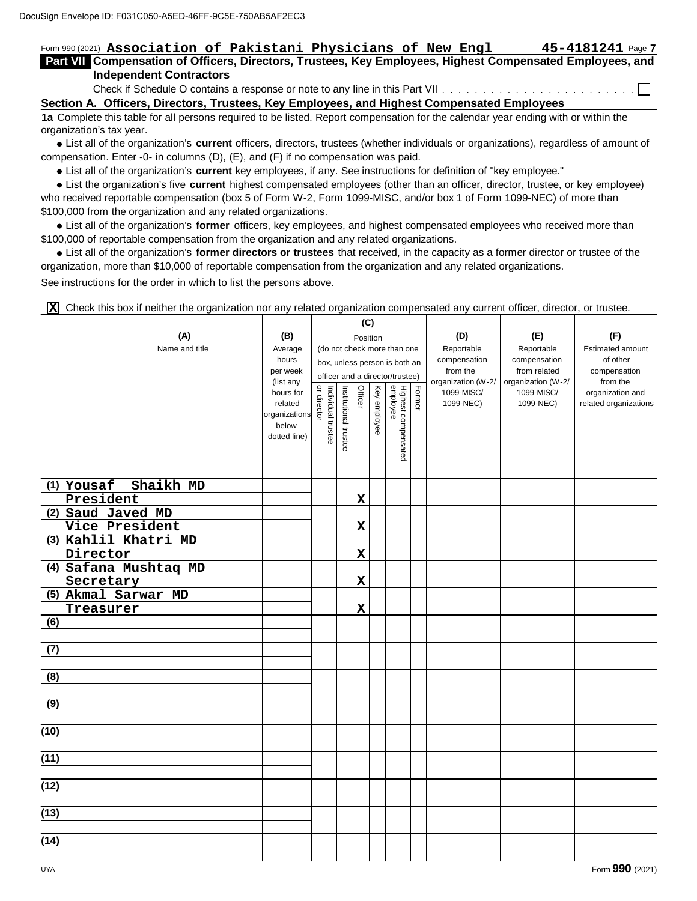DocuSign Envelope ID: F031C050-A5ED-46FF-9C5E-750AB5AF2EC3

Form 990 (2021) **Association of Pakistani Physicians of New Engl** **45-4181241** Page **7**

## Part VII Compensation of Officers, Directors, Trustees, Key Employees, Highest Compensated Employees, and Independent Contractors

Check if Schedule O contains a response or note to any line in this Part VII . . . . . . . . . . . . . . . . . . . . . . . . ☐

### Section A. Officers, Directors, Trustees, Key Employees, and Highest Compensated Employees

**1a** Complete this table for all persons required to be listed. Report compensation for the calendar year ending with or within the organization's tax year.

- List all of the organization's **current** officers, directors, trustees (whether individuals or organizations), regardless of amount of compensation. Enter -0- in columns (D), (E), and (F) if no compensation was paid.
- List all of the organization's **current** key employees, if any. See instructions for definition of "key employee."
- List the organization's five **current** highest compensated employees (other than an officer, director, trustee, or key employee) who received reportable compensation (box 5 of Form W-2, Form 1099-MISC, and/or box 1 of Form 1099-NEC) of more than $100,000 from the organization and any related organizations.
- List all of the organization's **former** officers, key employees, and highest compensated employees who received more than $100,000 of reportable compensation from the organization and any related organizations.
- List all of the organization's **former directors or trustees** that received, in the capacity as a former director or trustee of the organization, more than $10,000 of reportable compensation from the organization and any related organizations.

See instructions for the order in which to list the persons above.

**X** Check this box if neither the organization nor any related organization compensated any current officer, director, or trustee.

| (A) Name and title | (B) Average hours per week (list any hours for related organizations below dotted line) | (C) Position (do not check more than one box, unless person is both an officer and a director/trustee) | | | | | | (D) Reportable compensation from the organization (W-2/ 1099-MISC/ 1099-NEC) | (E) Reportable compensation from related organization (W-2/ 1099-MISC/ 1099-NEC) | (F) Estimated amount of other compensation from the organization and related organizations |
|---|---|---|---|---|---|---|---|---|---|---|
| | | Individual trustee or director | Institutional trustee | Officer | Key employee | Highest compensated employee | Former | | | |
| (1) Yousaf Shaikh MD<br>President | | | | X | | | | | | |
| (2) Saud Javed MD<br>Vice President | | | | X | | | | | | |
| (3) Kahlil Khatri MD<br>Director | | | | X | | | | | | |
| (4) Safana Mushtaq MD<br>Secretary | | | | X | | | | | | |
| (5) Akmal Sarwar MD<br>Treasurer | | | | X | | | | | | |
| (6) | | | | | | | | | | |
| (7) | | | | | | | | | | |
| (8) | | | | | | | | | | |
| (9) | | | | | | | | | | |
| (10) | | | | | | | | | | |
| (11) | | | | | | | | | | |
| (12) | | | | | | | | | | |
| (13) | | | | | | | | | | |
| (14) | | | | | | | | | | |

UYA Form **990** (2021)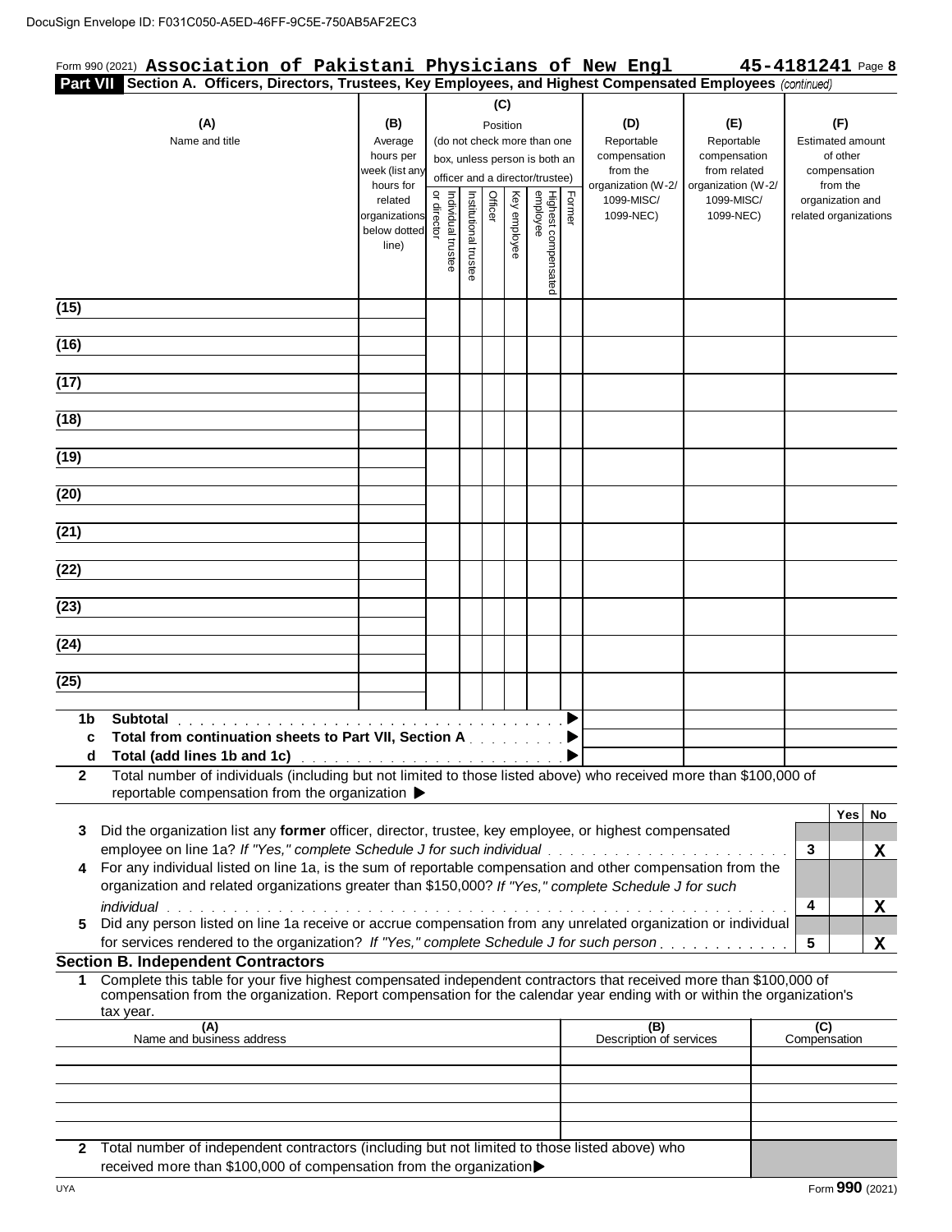DocuSign Envelope ID: F031C050-A5ED-46FF-9C5E-750AB5AF2EC3

Form 990 (2021) **Association of Pakistani Physicians of New Engl** **45-4181241** Page **8**

**Part VII Section A. Officers, Directors, Trustees, Key Employees, and Highest Compensated Employees** *(continued)*

| (A) Name and title | (B) Average hours per week (list any hours for related organizations below dotted line) | (C) Position (do not check more than one box, unless person is both an officer and a director/trustee) Individual trustee or director | Institutional trustee | Officer | Key employee | Highest compensated employee | Former | (D) Reportable compensation from the organization (W-2/ 1099-MISC/ 1099-NEC) | (E) Reportable compensation from related organizations (W-2/ 1099-MISC/ 1099-NEC) | (F) Estimated amount of other compensation from the organization and related organizations |
|---|---|---|---|---|---|---|---|---|---|---|
| (15) | | | | | | | | | | |
| (16) | | | | | | | | | | |
| (17) | | | | | | | | | | |
| (18) | | | | | | | | | | |
| (19) | | | | | | | | | | |
| (20) | | | | | | | | | | |
| (21) | | | | | | | | | | |
| (22) | | | | | | | | | | |
| (23) | | | | | | | | | | |
| (24) | | | | | | | | | | |
| (25) | | | | | | | | | | |

**1b Subtotal** ▶

**c Total from continuation sheets to Part VII, Section A** ▶

**d Total (add lines 1b and 1c)** ▶

**2** Total number of individuals (including but not limited to those listed above) who received more than $100,000 of reportable compensation from the organization ▶

| | | Yes | No |
|---|---|---|---|
| **3** Did the organization list any **former** officer, director, trustee, key employee, or highest compensated employee on line 1a? *If "Yes," complete Schedule J for such individual* | 3 | | X |
| **4** For any individual listed on line 1a, is the sum of reportable compensation and other compensation from the organization and related organizations greater than $150,000? *If "Yes," complete Schedule J for such individual* | 4 | | X |
| **5** Did any person listed on line 1a receive or accrue compensation from any unrelated organization or individual for services rendered to the organization? *If "Yes," complete Schedule J for such person* | 5 | | X |

**Section B. Independent Contractors**

**1** Complete this table for your five highest compensated independent contractors that received more than $100,000 of compensation from the organization. Report compensation for the calendar year ending with or within the organization's tax year.

| (A) Name and business address | (B) Description of services | (C) Compensation |
|---|---|---|
| | | |
| | | |
| | | |
| | | |
| | | |

**2** Total number of independent contractors (including but not limited to those listed above) who received more than $100,000 of compensation from the organization ▶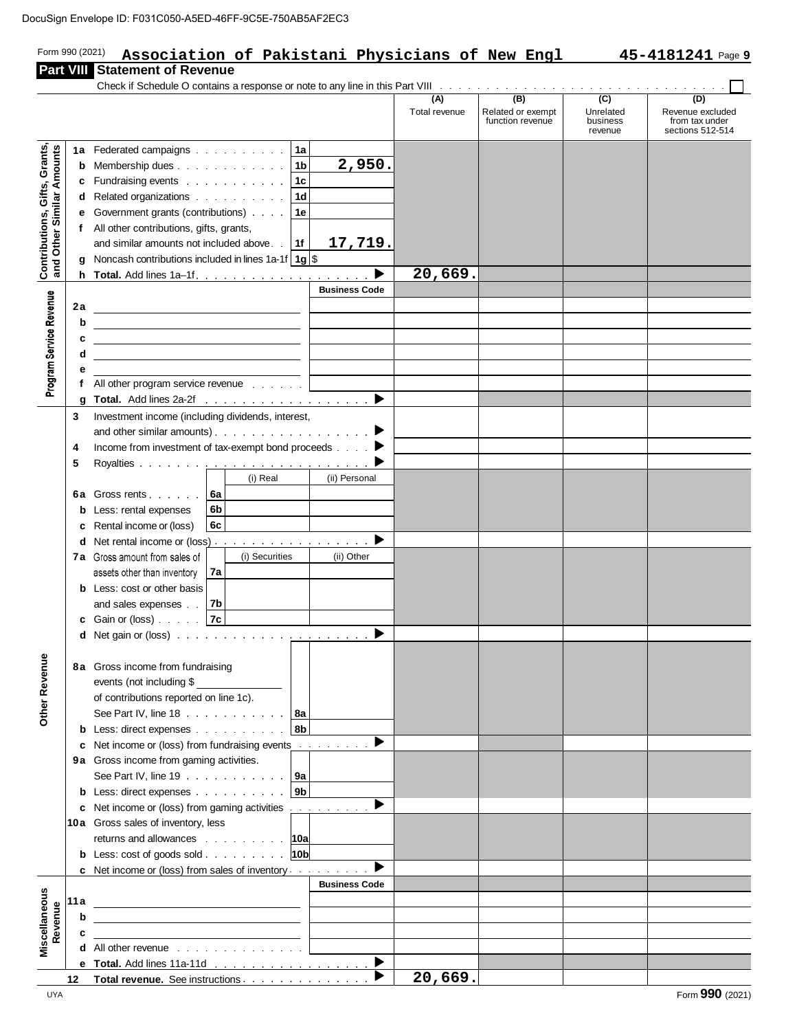DocuSign Envelope ID: F031C050-A5ED-46FF-9C5E-750AB5AF2EC3

Form 990 (2021) **Association of Pakistani Physicians of New Engl** **45-4181241** Page **9**

## Part VIII Statement of Revenue

Check if Schedule O contains a response or note to any line in this Part VIII . . . . . . . . . . ☐

| | | | | (A) Total revenue | (B) Related or exempt function revenue | (C) Unrelated business revenue | (D) Revenue excluded from tax under sections 512-514 |
|---|---|---|---|---|---|---|---|
| **Contributions, Gifts, Grants, and Other Similar Amounts** | 1a | Federated campaigns | 1a | | | | |
| | b | Membership dues | 1b 2,950. | | | | |
| | c | Fundraising events | 1c | | | | |
| | d | Related organizations | 1d | | | | |
| | e | Government grants (contributions) | 1e | | | | |
| | f | All other contributions, gifts, grants, and similar amounts not included above | 1f 17,719. | | | | |
| | g | Noncash contributions included in lines 1a-1f | 1g $ | | | | |
| | h | **Total.** Add lines 1a–1f | ▶ | 20,669. | | | |
| **Program Service Revenue** | | | Business Code | | | | |
| | 2a | | | | | | |
| | b | | | | | | |
| | c | | | | | | |
| | d | | | | | | |
| | e | | | | | | |
| | f | All other program service revenue | | | | | |
| | g | **Total.** Add lines 2a-2f | ▶ | | | | |
| **Other Revenue** | 3 | Investment income (including dividends, interest, and other similar amounts) | ▶ | | | | |
| | 4 | Income from investment of tax-exempt bond proceeds | ▶ | | | | |
| | 5 | Royalties | ▶ | | | | |
| | | | (i) Real / (ii) Personal | | | | |
| | 6a | Gross rents | 6a | | | | |
| | b | Less: rental expenses | 6b | | | | |
| | c | Rental income or (loss) | 6c | | | | |
| | d | Net rental income or (loss) | ▶ | | | | |
| | | | (i) Securities / (ii) Other | | | | |
| | 7a | Gross amount from sales of assets other than inventory | 7a | | | | |
| | b | Less: cost or other basis and sales expenses | 7b | | | | |
| | c | Gain or (loss) | 7c | | | | |
| | d | Net gain or (loss) | ▶ | | | | |
| | 8a | Gross income from fundraising events (not including $ ________ of contributions reported on line 1c). See Part IV, line 18 | 8a | | | | |
| | b | Less: direct expenses | 8b | | | | |
| | c | Net income or (loss) from fundraising events | ▶ | | | | |
| | 9a | Gross income from gaming activities. See Part IV, line 19 | 9a | | | | |
| | b | Less: direct expenses | 9b | | | | |
| | c | Net income or (loss) from gaming activities | ▶ | | | | |
| | 10a | Gross sales of inventory, less returns and allowances | 10a | | | | |
| | b | Less: cost of goods sold | 10b | | | | |
| | c | Net income or (loss) from sales of inventory | ▶ | | | | |
| **Miscellaneous Revenue** | | | Business Code | | | | |
| | 11a | | | | | | |
| | b | | | | | | |
| | c | | | | | | |
| | d | All other revenue | | | | | |
| | e | **Total.** Add lines 11a-11d | ▶ | | | | |
| | 12 | **Total revenue.** See instructions | ▶ | 20,669. | | | |

UYA

Form **990** (2021)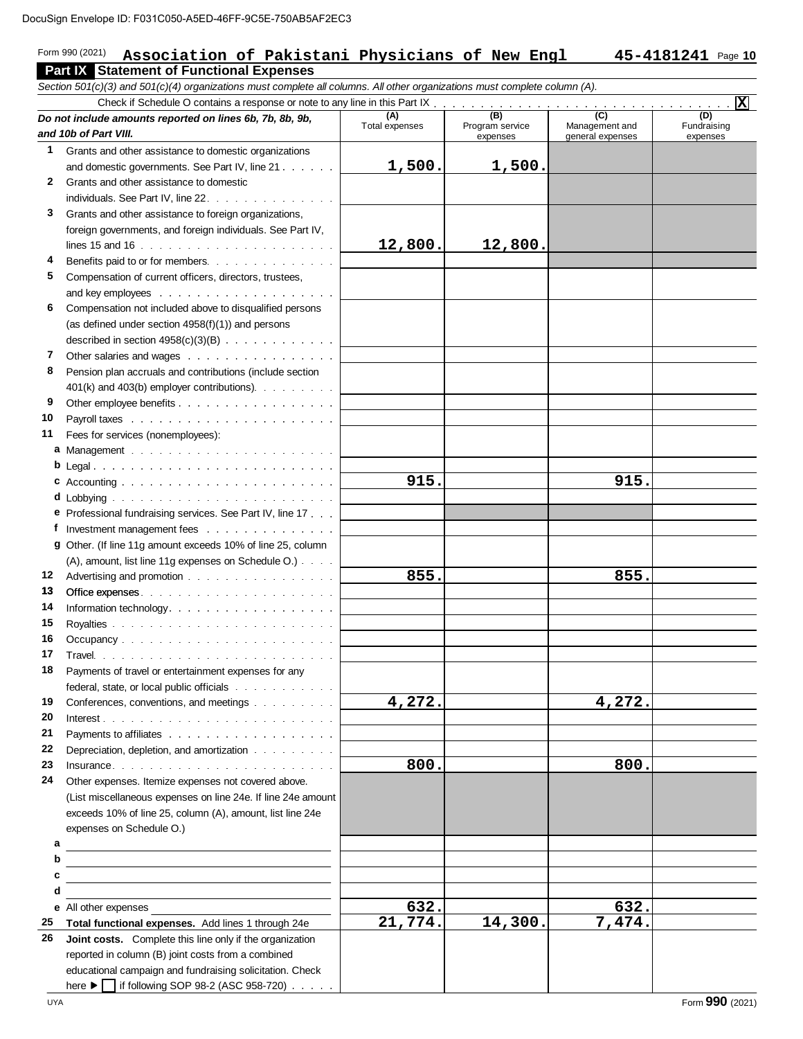DocuSign Envelope ID: F031C050-A5ED-46FF-9C5E-750AB5AF2EC3

Form 990 (2021) **Association of Pakistani Physicians of New Engl** **45-4181241** Page **10**

## Part IX Statement of Functional Expenses

*Section 501(c)(3) and 501(c)(4) organizations must complete all columns. All other organizations must complete column (A).*

Check if Schedule O contains a response or note to any line in this Part IX . . . . . . . . . . . . . . . . . . . . . . . . . . . . . . . . . **X**

| *Do not include amounts reported on lines 6b, 7b, 8b, 9b, and 10b of Part VIII.* | (A) Total expenses | (B) Program service expenses | (C) Management and general expenses | (D) Fundraising expenses |
|---|---|---|---|---|
| **1** Grants and other assistance to domestic organizations and domestic governments. See Part IV, line 21 | 1,500. | 1,500. | | |
| **2** Grants and other assistance to domestic individuals. See Part IV, line 22 | | | | |
| **3** Grants and other assistance to foreign organizations, foreign governments, and foreign individuals. See Part IV, lines 15 and 16 | 12,800. | 12,800. | | |
| **4** Benefits paid to or for members | | | | |
| **5** Compensation of current officers, directors, trustees, and key employees | | | | |
| **6** Compensation not included above to disqualified persons (as defined under section 4958(f)(1)) and persons described in section 4958(c)(3)(B) | | | | |
| **7** Other salaries and wages | | | | |
| **8** Pension plan accruals and contributions (include section 401(k) and 403(b) employer contributions) | | | | |
| **9** Other employee benefits | | | | |
| **10** Payroll taxes | | | | |
| **11** Fees for services (nonemployees): | | | | |
| **a** Management | | | | |
| **b** Legal | | | | |
| **c** Accounting | 915. | | 915. | |
| **d** Lobbying | | | | |
| **e** Professional fundraising services. See Part IV, line 17 | | | | |
| **f** Investment management fees | | | | |
| **g** Other. (If line 11g amount exceeds 10% of line 25, column (A), amount, list line 11g expenses on Schedule O.) | | | | |
| **12** Advertising and promotion | 855. | | 855. | |
| **13** Office expenses | | | | |
| **14** Information technology | | | | |
| **15** Royalties | | | | |
| **16** Occupancy | | | | |
| **17** Travel | | | | |
| **18** Payments of travel or entertainment expenses for any federal, state, or local public officials | | | | |
| **19** Conferences, conventions, and meetings | 4,272. | | 4,272. | |
| **20** Interest | | | | |
| **21** Payments to affiliates | | | | |
| **22** Depreciation, depletion, and amortization | | | | |
| **23** Insurance | 800. | | 800. | |
| **24** Other expenses. Itemize expenses not covered above. (List miscellaneous expenses on line 24e. If line 24e amount exceeds 10% of line 25, column (A), amount, list line 24e expenses on Schedule O.) | | | | |
| **a** | | | | |
| **b** | | | | |
| **c** | | | | |
| **d** | | | | |
| **e** All other expenses | 632. | | 632. | |
| **25 Total functional expenses.** Add lines 1 through 24e | 21,774. | 14,300. | 7,474. | |
| **26 Joint costs.** Complete this line only if the organization reported in column (B) joint costs from a combined educational campaign and fundraising solicitation. Check here ▶ ☐ if following SOP 98-2 (ASC 958-720) | | | | |

UYA Form **990** (2021)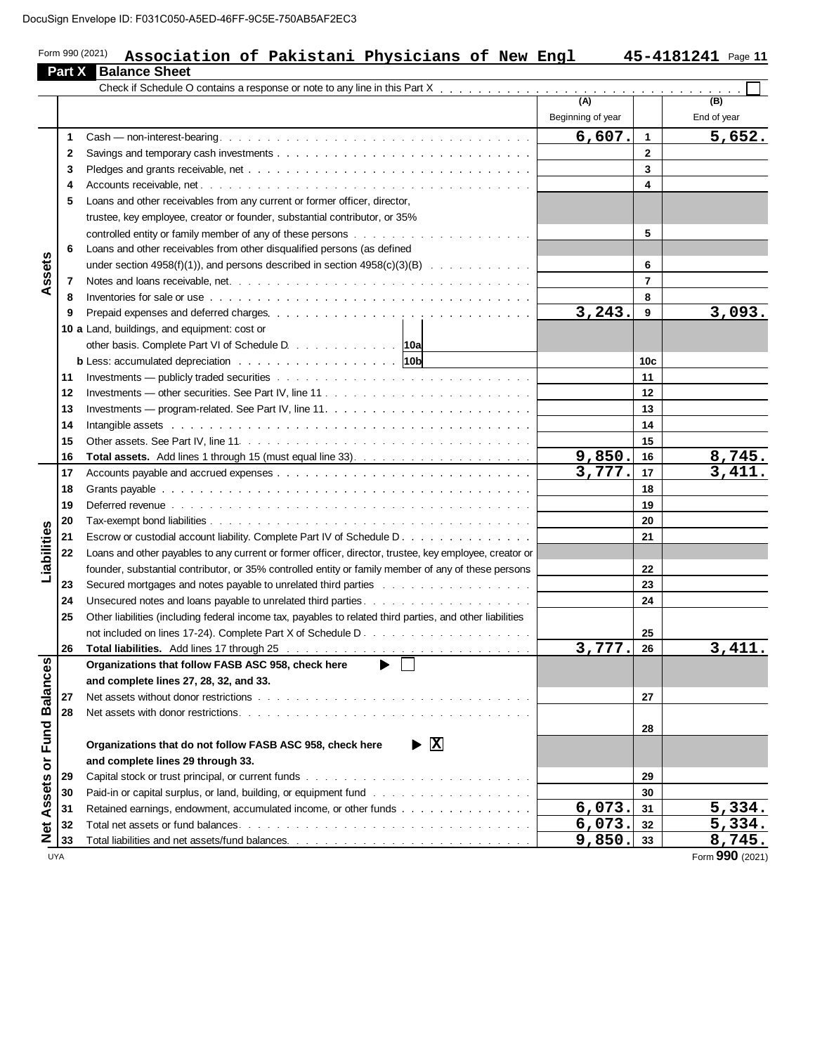DocuSign Envelope ID: F031C050-A5ED-46FF-9C5E-750AB5AF2EC3

Form 990 (2021) **Association of Pakistani Physicians of New Engl** **45-4181241** Page **11**

## Part X Balance Sheet

Check if Schedule O contains a response or note to any line in this Part X . . . . . . . . . . ☐

| | | | (A) Beginning of year | | (B) End of year |
|---|---|---|---|---|---|
| Assets | 1 | Cash — non-interest-bearing | 6,607. | 1 | 5,652. |
| | 2 | Savings and temporary cash investments | | 2 | |
| | 3 | Pledges and grants receivable, net | | 3 | |
| | 4 | Accounts receivable, net | | 4 | |
| | 5 | Loans and other receivables from any current or former officer, director, trustee, key employee, creator or founder, substantial contributor, or 35% controlled entity or family member of any of these persons | | 5 | |
| | 6 | Loans and other receivables from other disqualified persons (as defined under section 4958(f)(1)), and persons described in section 4958(c)(3)(B) | | 6 | |
| | 7 | Notes and loans receivable, net | | 7 | |
| | 8 | Inventories for sale or use | | 8 | |
| | 9 | Prepaid expenses and deferred charges | 3,243. | 9 | 3,093. |
| | 10 a | Land, buildings, and equipment: cost or other basis. Complete Part VI of Schedule D 10a | | | |
| | b | Less: accumulated depreciation 10b | | 10c | |
| | 11 | Investments — publicly traded securities | | 11 | |
| | 12 | Investments — other securities. See Part IV, line 11 | | 12 | |
| | 13 | Investments — program-related. See Part IV, line 11 | | 13 | |
| | 14 | Intangible assets | | 14 | |
| | 15 | Other assets. See Part IV, line 11 | | 15 | |
| | 16 | **Total assets.** Add lines 1 through 15 (must equal line 33) | 9,850. | 16 | 8,745. |
| Liabilities | 17 | Accounts payable and accrued expenses | 3,777. | 17 | 3,411. |
| | 18 | Grants payable | | 18 | |
| | 19 | Deferred revenue | | 19 | |
| | 20 | Tax-exempt bond liabilities | | 20 | |
| | 21 | Escrow or custodial account liability. Complete Part IV of Schedule D | | 21 | |
| | 22 | Loans and other payables to any current or former officer, director, trustee, key employee, creator or founder, substantial contributor, or 35% controlled entity or family member of any of these persons | | 22 | |
| | 23 | Secured mortgages and notes payable to unrelated third parties | | 23 | |
| | 24 | Unsecured notes and loans payable to unrelated third parties | | 24 | |
| | 25 | Other liabilities (including federal income tax, payables to related third parties, and other liabilities not included on lines 17-24). Complete Part X of Schedule D | | 25 | |
| | 26 | **Total liabilities.** Add lines 17 through 25 | 3,777. | 26 | 3,411. |
| Net Assets or Fund Balances | | **Organizations that follow FASB ASC 958, check here** ▶ ☐ **and complete lines 27, 28, 32, and 33.** | | | |
| | 27 | Net assets without donor restrictions | | 27 | |
| | 28 | Net assets with donor restrictions | | 28 | |
| | | **Organizations that do not follow FASB ASC 958, check here** ▶ ☒ **and complete lines 29 through 33.** | | | |
| | 29 | Capital stock or trust principal, or current funds | | 29 | |
| | 30 | Paid-in or capital surplus, or land, building, or equipment fund | | 30 | |
| | 31 | Retained earnings, endowment, accumulated income, or other funds | 6,073. | 31 | 5,334. |
| | 32 | Total net assets or fund balances | 6,073. | 32 | 5,334. |
| | 33 | Total liabilities and net assets/fund balances | 9,850. | 33 | 8,745. |

UYA Form **990** (2021)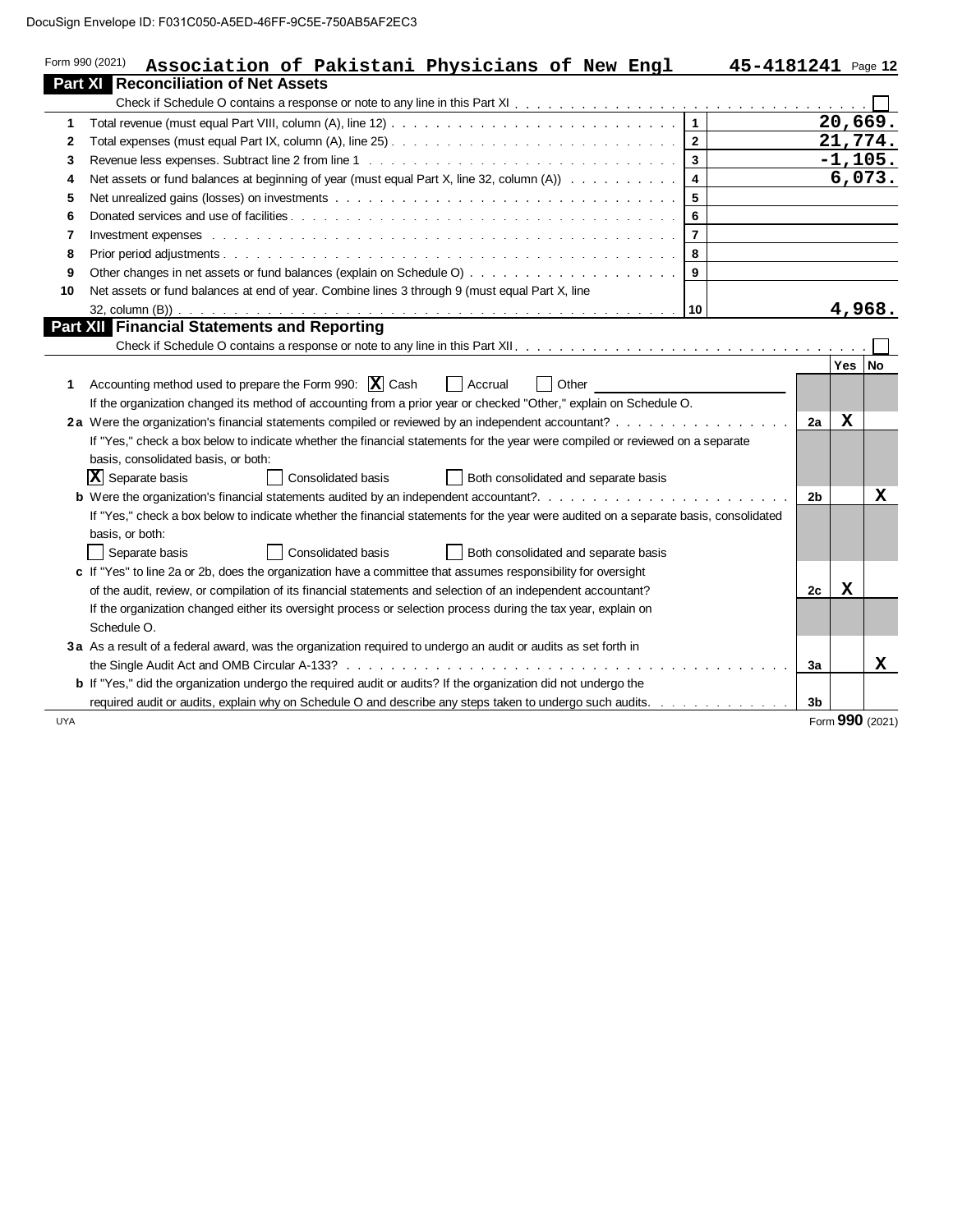Form 990 (2021) **Association of Pakistani Physicians of New Engl** **45-4181241** Page **12**

## Part XI Reconciliation of Net Assets

Check if Schedule O contains a response or note to any line in this Part XI . . . . . . . . . . . . . . . . . . . . . ☐

| | | | |
|---|---|---|---|
| 1 | Total revenue (must equal Part VIII, column (A), line 12) | 1 | 20,669. |
| 2 | Total expenses (must equal Part IX, column (A), line 25) | 2 | 21,774. |
| 3 | Revenue less expenses. Subtract line 2 from line 1 | 3 | -1,105. |
| 4 | Net assets or fund balances at beginning of year (must equal Part X, line 32, column (A)) | 4 | 6,073. |
| 5 | Net unrealized gains (losses) on investments | 5 | |
| 6 | Donated services and use of facilities | 6 | |
| 7 | Investment expenses | 7 | |
| 8 | Prior period adjustments | 8 | |
| 9 | Other changes in net assets or fund balances (explain on Schedule O) | 9 | |
| 10 | Net assets or fund balances at end of year. Combine lines 3 through 9 (must equal Part X, line 32, column (B)) | 10 | 4,968. |

## Part XII Financial Statements and Reporting

Check if Schedule O contains a response or note to any line in this Part XII . . . . . . . . . . . . . . . . . . . . . ☐

| | | | Yes | No |
|---|---|---|---|---|
| 1 | Accounting method used to prepare the Form 990: ☒ Cash ☐ Accrual ☐ Other ______<br>If the organization changed its method of accounting from a prior year or checked "Other," explain on Schedule O. | | | |
| 2a | Were the organization's financial statements compiled or reviewed by an independent accountant? | 2a | X | |
| | If "Yes," check a box below to indicate whether the financial statements for the year were compiled or reviewed on a separate basis, consolidated basis, or both:<br>☒ Separate basis ☐ Consolidated basis ☐ Both consolidated and separate basis | | | |
| b | Were the organization's financial statements audited by an independent accountant? | 2b | | X |
| | If "Yes," check a box below to indicate whether the financial statements for the year were audited on a separate basis, consolidated basis, or both:<br>☐ Separate basis ☐ Consolidated basis ☐ Both consolidated and separate basis | | | |
| c | If "Yes" to line 2a or 2b, does the organization have a committee that assumes responsibility for oversight of the audit, review, or compilation of its financial statements and selection of an independent accountant? | 2c | X | |
| | If the organization changed either its oversight process or selection process during the tax year, explain on Schedule O. | | | |
| 3a | As a result of a federal award, was the organization required to undergo an audit or audits as set forth in the Single Audit Act and OMB Circular A-133? | 3a | | X |
| b | If "Yes," did the organization undergo the required audit or audits? If the organization did not undergo the required audit or audits, explain why on Schedule O and describe any steps taken to undergo such audits. | 3b | | |

Form **990** (2021)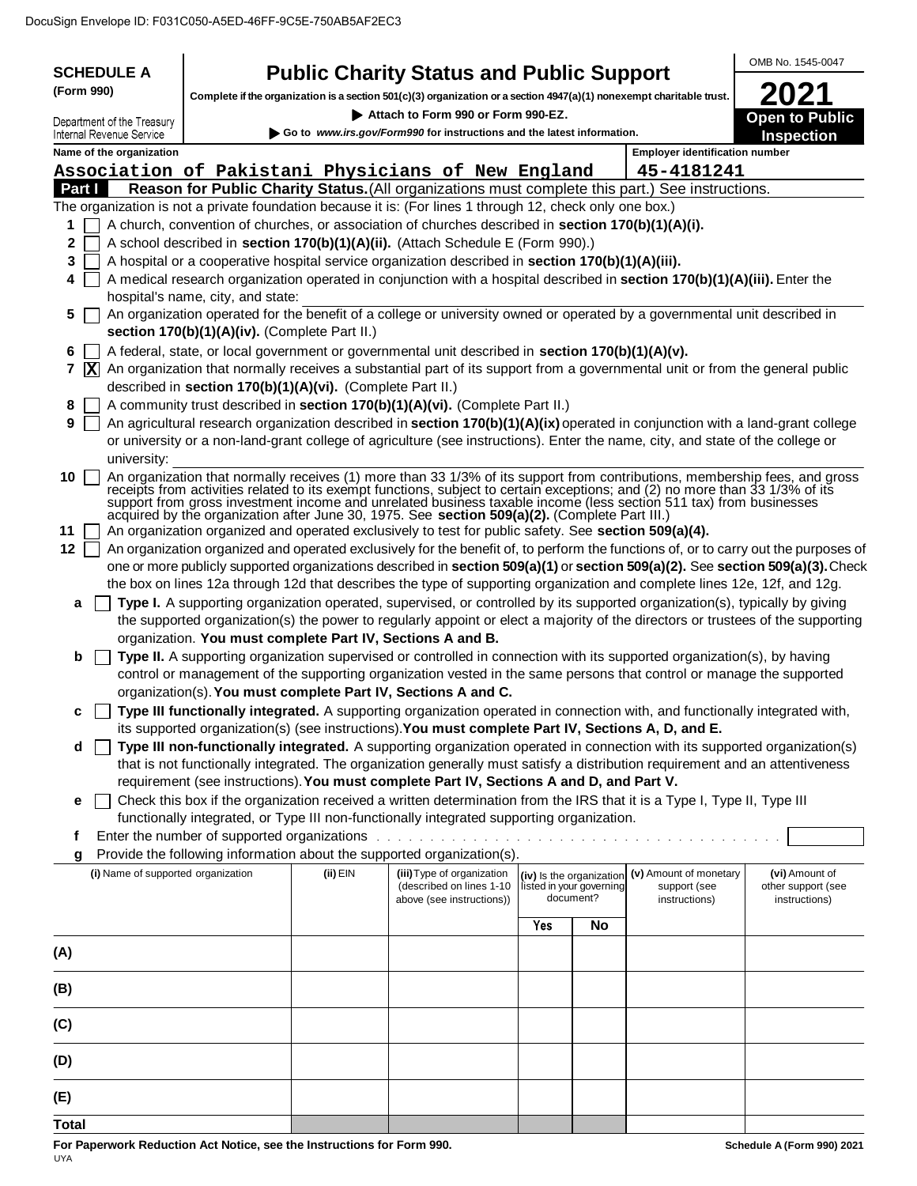DocuSign Envelope ID: F031C050-A5ED-46FF-9C5E-750AB5AF2EC3

**SCHEDULE A** (Form 990)

Department of the Treasury
Internal Revenue Service

# Public Charity Status and Public Support

**Complete if the organization is a section 501(c)(3) organization or a section 4947(a)(1) nonexempt charitable trust.**

▶ **Attach to Form 990 or Form 990-EZ.**

▶ **Go to** ***www.irs.gov/Form990*** **for instructions and the latest information.**

OMB No. 1545-0047

**2021**

**Open to Public Inspection**

**Name of the organization**
Association of Pakistani Physicians of New England

**Employer identification number**
45-4181241

**Part I** **Reason for Public Charity Status.** (All organizations must complete this part.) See instructions.

The organization is not a private foundation because it is: (For lines 1 through 12, check only one box.)

1 [ ] A church, convention of churches, or association of churches described in **section 170(b)(1)(A)(i).**

2 [ ] A school described in **section 170(b)(1)(A)(ii).** (Attach Schedule E (Form 990).)

3 [ ] A hospital or a cooperative hospital service organization described in **section 170(b)(1)(A)(iii).**

4 [ ] A medical research organization operated in conjunction with a hospital described in **section 170(b)(1)(A)(iii).** Enter the hospital's name, city, and state:

5 [ ] An organization operated for the benefit of a college or university owned or operated by a governmental unit described in **section 170(b)(1)(A)(iv).** (Complete Part II.)

6 [ ] A federal, state, or local government or governmental unit described in **section 170(b)(1)(A)(v).**

7 [X] An organization that normally receives a substantial part of its support from a governmental unit or from the general public described in **section 170(b)(1)(A)(vi).** (Complete Part II.)

8 [ ] A community trust described in **section 170(b)(1)(A)(vi).** (Complete Part II.)

9 [ ] An agricultural research organization described in **section 170(b)(1)(A)(ix)** operated in conjunction with a land-grant college or university or a non-land-grant college of agriculture (see instructions). Enter the name, city, and state of the college or university:

10 [ ] An organization that normally receives (1) more than 33 1/3% of its support from contributions, membership fees, and gross receipts from activities related to its exempt functions, subject to certain exceptions; and (2) no more than 33 1/3% of its support from gross investment income and unrelated business taxable income (less section 511 tax) from businesses acquired by the organization after June 30, 1975. See **section 509(a)(2).** (Complete Part III.)

11 [ ] An organization organized and operated exclusively to test for public safety. See **section 509(a)(4).**

12 [ ] An organization organized and operated exclusively for the benefit of, to perform the functions of, or to carry out the purposes of one or more publicly supported organizations described in **section 509(a)(1)** or **section 509(a)(2).** See **section 509(a)(3).** Check the box on lines 12a through 12d that describes the type of supporting organization and complete lines 12e, 12f, and 12g.

a [ ] **Type I.** A supporting organization operated, supervised, or controlled by its supported organization(s), typically by giving the supported organization(s) the power to regularly appoint or elect a majority of the directors or trustees of the supporting organization. **You must complete Part IV, Sections A and B.**

b [ ] **Type II.** A supporting organization supervised or controlled in connection with its supported organization(s), by having control or management of the supporting organization vested in the same persons that control or manage the supported organization(s). **You must complete Part IV, Sections A and C.**

c [ ] **Type III functionally integrated.** A supporting organization operated in connection with, and functionally integrated with, its supported organization(s) (see instructions). **You must complete Part IV, Sections A, D, and E.**

d [ ] **Type III non-functionally integrated.** A supporting organization operated in connection with its supported organization(s) that is not functionally integrated. The organization generally must satisfy a distribution requirement and an attentiveness requirement (see instructions). **You must complete Part IV, Sections A and D, and Part V.**

e [ ] Check this box if the organization received a written determination from the IRS that it is a Type I, Type II, Type III functionally integrated, or Type III non-functionally integrated supporting organization.

f Enter the number of supported organizations

g Provide the following information about the supported organization(s).

| (i) Name of supported organization | (ii) EIN | (iii) Type of organization (described on lines 1-10 above (see instructions)) | (iv) Is the organization listed in your governing document? | | (v) Amount of monetary support (see instructions) | (vi) Amount of other support (see instructions) |
|---|---|---|---|---|---|---|
| | | | Yes | No | | |
| (A) | | | | | | |
| (B) | | | | | | |
| (C) | | | | | | |
| (D) | | | | | | |
| (E) | | | | | | |
| Total | | | | | | |

**For Paperwork Reduction Act Notice, see the Instructions for Form 990.** **Schedule A (Form 990) 2021**

UYA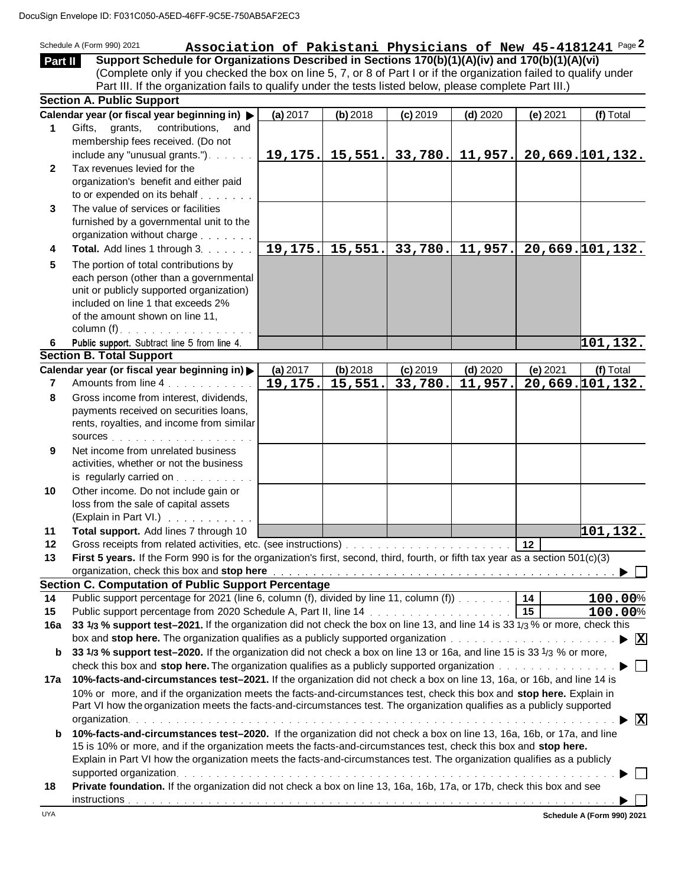DocuSign Envelope ID: F031C050-A5ED-46FF-9C5E-750AB5AF2EC3

Schedule A (Form 990) 2021 **Association of Pakistani Physicians of New 45-4181241** Page **2**

**Part II** **Support Schedule for Organizations Described in Sections 170(b)(1)(A)(iv) and 170(b)(1)(A)(vi)**
(Complete only if you checked the box on line 5, 7, or 8 of Part I or if the organization failed to qualify under Part III. If the organization fails to qualify under the tests listed below, please complete Part III.)

### Section A. Public Support

| | Calendar year (or fiscal year beginning in) ▶ | (a) 2017 | (b) 2018 | (c) 2019 | (d) 2020 | (e) 2021 | (f) Total |
|---|---|---|---|---|---|---|---|
| 1 | Gifts, grants, contributions, and membership fees received. (Do not include any "unusual grants.") | 19,175. | 15,551. | 33,780. | 11,957. | 20,669. | 101,132. |
| 2 | Tax revenues levied for the organization's benefit and either paid to or expended on its behalf | | | | | | |
| 3 | The value of services or facilities furnished by a governmental unit to the organization without charge | | | | | | |
| 4 | **Total.** Add lines 1 through 3 | 19,175. | 15,551. | 33,780. | 11,957. | 20,669. | 101,132. |
| 5 | The portion of total contributions by each person (other than a governmental unit or publicly supported organization) included on line 1 that exceeds 2% of the amount shown on line 11, column (f) | | | | | | |
| 6 | **Public support.** Subtract line 5 from line 4. | | | | | | 101,132. |

### Section B. Total Support

| | Calendar year (or fiscal year beginning in) ▶ | (a) 2017 | (b) 2018 | (c) 2019 | (d) 2020 | (e) 2021 | (f) Total |
|---|---|---|---|---|---|---|---|
| 7 | Amounts from line 4 | 19,175. | 15,551. | 33,780. | 11,957. | 20,669. | 101,132. |
| 8 | Gross income from interest, dividends, payments received on securities loans, rents, royalties, and income from similar sources | | | | | | |
| 9 | Net income from unrelated business activities, whether or not the business is regularly carried on | | | | | | |
| 10 | Other income. Do not include gain or loss from the sale of capital assets (Explain in Part VI.) | | | | | | |
| 11 | **Total support.** Add lines 7 through 10 | | | | | | 101,132. |

**12** Gross receipts from related activities, etc. (see instructions) **12**

**13** **First 5 years.** If the Form 990 is for the organization's first, second, third, fourth, or fifth tax year as a section 501(c)(3) organization, check this box and **stop here** ▶ ☐

### Section C. Computation of Public Support Percentage

**14** Public support percentage for 2021 (line 6, column (f), divided by line 11, column (f)) **14** **100.00**%

**15** Public support percentage from 2020 Schedule A, Part II, line 14 **15** **100.00**%

**16a** **33 1/3 % support test–2021.** If the organization did not check the box on line 13, and line 14 is 33 1/3 % or more, check this box and **stop here.** The organization qualifies as a publicly supported organization ▶ ☒

**b** **33 1/3 % support test–2020.** If the organization did not check a box on line 13 or 16a, and line 15 is 33 1/3 % or more, check this box and **stop here.** The organization qualifies as a publicly supported organization ▶ ☐

**17a** **10%-facts-and-circumstances test–2021.** If the organization did not check a box on line 13, 16a, or 16b, and line 14 is 10% or more, and if the organization meets the facts-and-circumstances test, check this box and **stop here.** Explain in Part VI how the organization meets the facts-and-circumstances test. The organization qualifies as a publicly supported organization ▶ ☒

**b** **10%-facts-and-circumstances test–2020.** If the organization did not check a box on line 13, 16a, 16b, or 17a, and line 15 is 10% or more, and if the organization meets the facts-and-circumstances test, check this box and **stop here.** Explain in Part VI how the organization meets the facts-and-circumstances test. The organization qualifies as a publicly supported organization ▶ ☐

**18** **Private foundation.** If the organization did not check a box on line 13, 16a, 16b, 17a, or 17b, check this box and see instructions ▶ ☐

UYA **Schedule A (Form 990) 2021**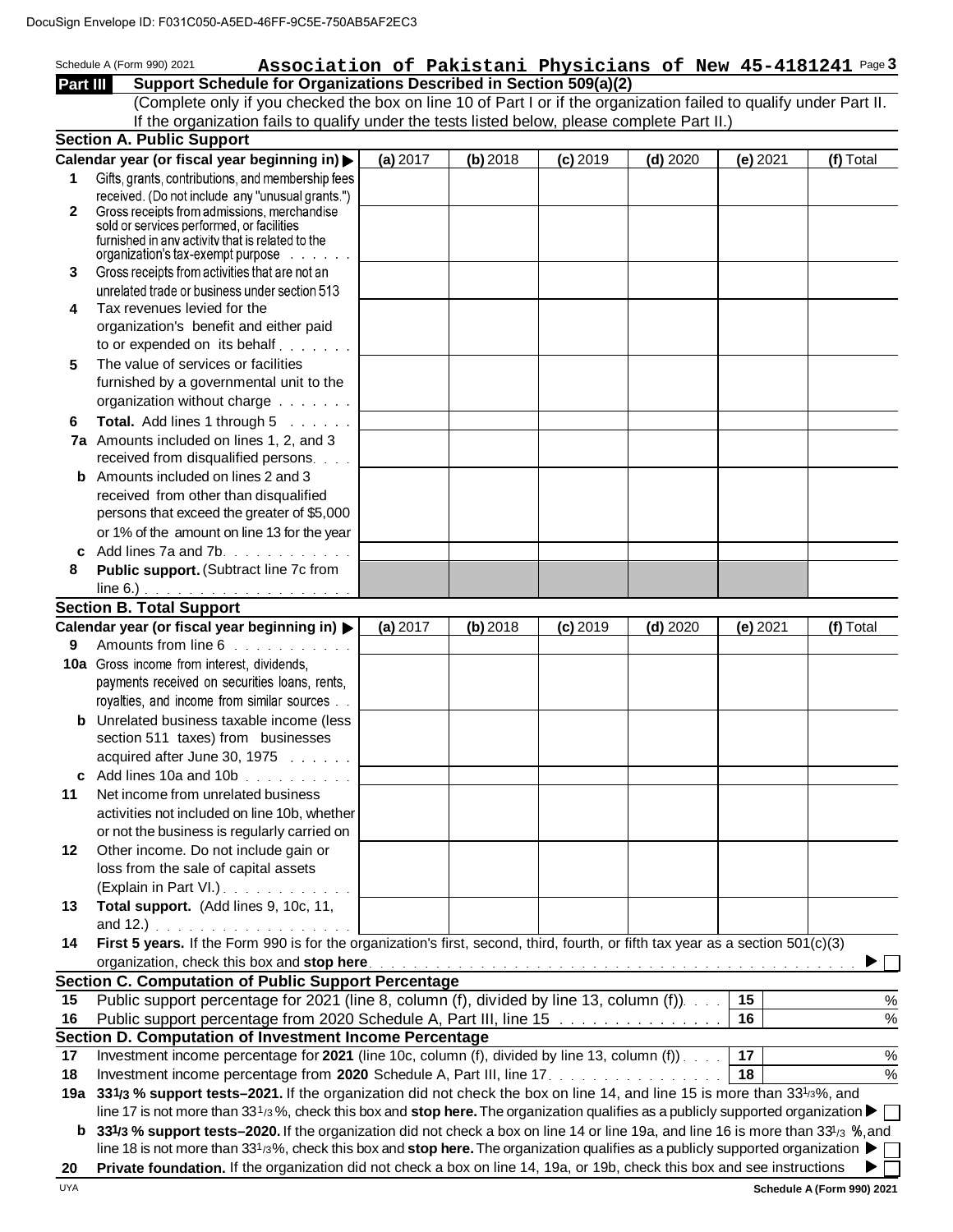DocuSign Envelope ID: F031C050-A5ED-46FF-9C5E-750AB5AF2EC3

Schedule A (Form 990) 2021 **Association of Pakistani Physicians of New 45-4181241** Page **3**

## Part III Support Schedule for Organizations Described in Section 509(a)(2)

(Complete only if you checked the box on line 10 of Part I or if the organization failed to qualify under Part II. If the organization fails to qualify under the tests listed below, please complete Part II.)

### Section A. Public Support

| Calendar year (or fiscal year beginning in) ▶ | (a) 2017 | (b) 2018 | (c) 2019 | (d) 2020 | (e) 2021 | (f) Total |
|---|---|---|---|---|---|---|
| **1** Gifts, grants, contributions, and membership fees received. (Do not include any "unusual grants.") | | | | | | |
| **2** Gross receipts from admissions, merchandise sold or services performed, or facilities furnished in any activity that is related to the organization's tax-exempt purpose | | | | | | |
| **3** Gross receipts from activities that are not an unrelated trade or business under section 513 | | | | | | |
| **4** Tax revenues levied for the organization's benefit and either paid to or expended on its behalf | | | | | | |
| **5** The value of services or facilities furnished by a governmental unit to the organization without charge | | | | | | |
| **6** **Total.** Add lines 1 through 5 | | | | | | |
| **7a** Amounts included on lines 1, 2, and 3 received from disqualified persons | | | | | | |
| **b** Amounts included on lines 2 and 3 received from other than disqualified persons that exceed the greater of $5,000 or 1% of the amount on line 13 for the year | | | | | | |
| **c** Add lines 7a and 7b | | | | | | |
| **8** **Public support.** (Subtract line 7c from line 6.) | | | | | | |

### Section B. Total Support

| Calendar year (or fiscal year beginning in) ▶ | (a) 2017 | (b) 2018 | (c) 2019 | (d) 2020 | (e) 2021 | (f) Total |
|---|---|---|---|---|---|---|
| **9** Amounts from line 6 | | | | | | |
| **10a** Gross income from interest, dividends, payments received on securities loans, rents, royalties, and income from similar sources | | | | | | |
| **b** Unrelated business taxable income (less section 511 taxes) from businesses acquired after June 30, 1975 | | | | | | |
| **c** Add lines 10a and 10b | | | | | | |
| **11** Net income from unrelated business activities not included on line 10b, whether or not the business is regularly carried on | | | | | | |
| **12** Other income. Do not include gain or loss from the sale of capital assets (Explain in Part VI.) | | | | | | |
| **13** **Total support.** (Add lines 9, 10c, 11, and 12.) | | | | | | |

**14** **First 5 years.** If the Form 990 is for the organization's first, second, third, fourth, or fifth tax year as a section 501(c)(3) organization, check this box and **stop here** ▶ ☐

### Section C. Computation of Public Support Percentage

| | | | |
|---|---|---|---|
| **15** | Public support percentage for 2021 (line 8, column (f), divided by line 13, column (f)) | 15 | % |
| **16** | Public support percentage from 2020 Schedule A, Part III, line 15 | 16 | % |

### Section D. Computation of Investment Income Percentage

| | | | |
|---|---|---|---|
| **17** | Investment income percentage for **2021** (line 10c, column (f), divided by line 13, column (f)) | 17 | % |
| **18** | Investment income percentage from **2020** Schedule A, Part III, line 17 | 18 | % |

**19a** **33 1/3 % support tests–2021.** If the organization did not check the box on line 14, and line 15 is more than 33 1/3%, and line 17 is not more than 33 1/3%, check this box and **stop here.** The organization qualifies as a publicly supported organization ▶ ☐

**b** **33 1/3 % support tests–2020.** If the organization did not check a box on line 14 or line 19a, and line 16 is more than 33 1/3 %, and line 18 is not more than 33 1/3%, check this box and **stop here.** The organization qualifies as a publicly supported organization ▶ ☐

**20** **Private foundation.** If the organization did not check a box on line 14, 19a, or 19b, check this box and see instructions ▶ ☐

UYA **Schedule A (Form 990) 2021**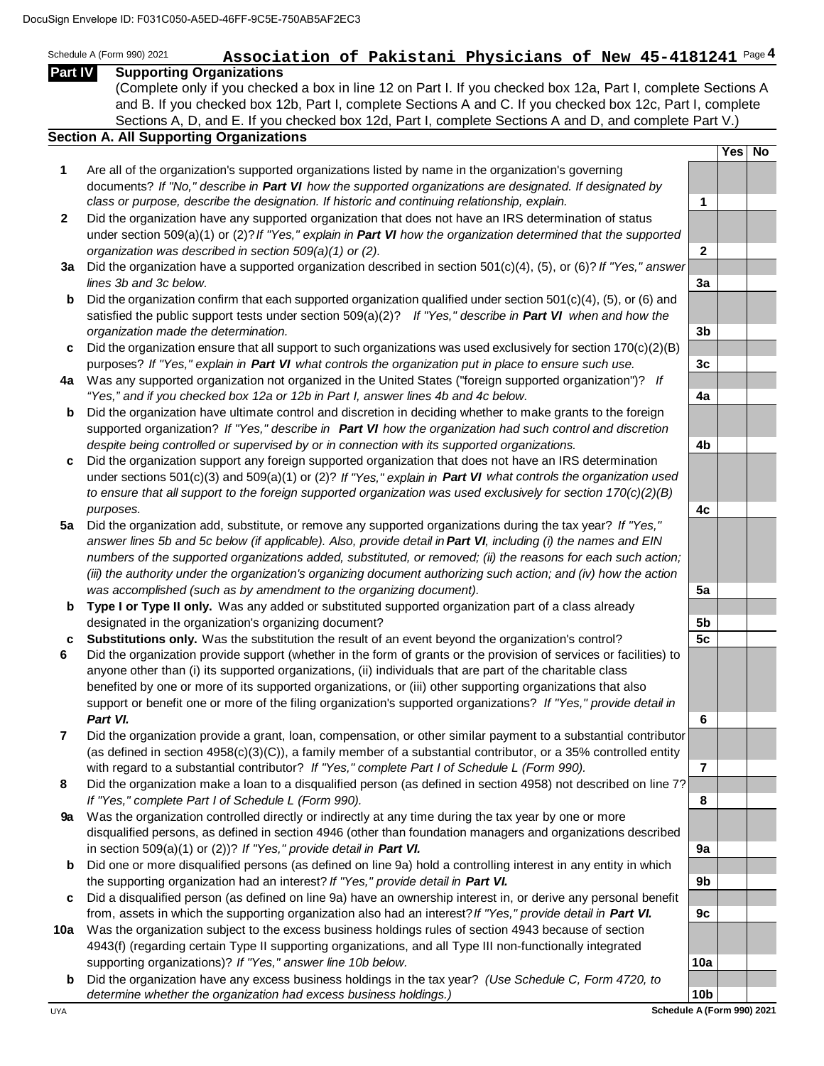DocuSign Envelope ID: F031C050-A5ED-46FF-9C5E-750AB5AF2EC3

Schedule A (Form 990) 2021 **Association of Pakistani Physicians of New 45-4181241** Page **4**

## Part IV Supporting Organizations

(Complete only if you checked a box in line 12 on Part I. If you checked box 12a, Part I, complete Sections A and B. If you checked box 12b, Part I, complete Sections A and C. If you checked box 12c, Part I, complete Sections A, D, and E. If you checked box 12d, Part I, complete Sections A and D, and complete Part V.)

### Section A. All Supporting Organizations

| | | | Yes | No |
|---|---|---|---|---|
| **1** | Are all of the organization's supported organizations listed by name in the organization's governing documents? *If "No," describe in **Part VI** how the supported organizations are designated. If designated by class or purpose, describe the designation. If historic and continuing relationship, explain.* | 1 | | |
| **2** | Did the organization have any supported organization that does not have an IRS determination of status under section 509(a)(1) or (2)? *If "Yes," explain in **Part VI** how the organization determined that the supported organization was described in section 509(a)(1) or (2).* | 2 | | |
| **3a** | Did the organization have a supported organization described in section 501(c)(4), (5), or (6)? *If "Yes," answer lines 3b and 3c below.* | 3a | | |
| **b** | Did the organization confirm that each supported organization qualified under section 501(c)(4), (5), or (6) and satisfied the public support tests under section 509(a)(2)? *If "Yes," describe in **Part VI** when and how the organization made the determination.* | 3b | | |
| **c** | Did the organization ensure that all support to such organizations was used exclusively for section 170(c)(2)(B) purposes? *If "Yes," explain in **Part VI** what controls the organization put in place to ensure such use.* | 3c | | |
| **4a** | Was any supported organization not organized in the United States ("foreign supported organization")? *If "Yes," and if you checked box 12a or 12b in Part I, answer lines 4b and 4c below.* | 4a | | |
| **b** | Did the organization have ultimate control and discretion in deciding whether to make grants to the foreign supported organization? *If "Yes," describe in **Part VI** how the organization had such control and discretion despite being controlled or supervised by or in connection with its supported organizations.* | 4b | | |
| **c** | Did the organization support any foreign supported organization that does not have an IRS determination under sections 501(c)(3) and 509(a)(1) or (2)? *If "Yes," explain in **Part VI** what controls the organization used to ensure that all support to the foreign supported organization was used exclusively for section 170(c)(2)(B) purposes.* | 4c | | |
| **5a** | Did the organization add, substitute, or remove any supported organizations during the tax year? *If "Yes," answer lines 5b and 5c below (if applicable). Also, provide detail in **Part VI**, including (i) the names and EIN numbers of the supported organizations added, substituted, or removed; (ii) the reasons for each such action; (iii) the authority under the organization's organizing document authorizing such action; and (iv) how the action was accomplished (such as by amendment to the organizing document).* | 5a | | |
| **b** | **Type I or Type II only.** Was any added or substituted supported organization part of a class already designated in the organization's organizing document? | 5b | | |
| **c** | **Substitutions only.** Was the substitution the result of an event beyond the organization's control? | 5c | | |
| **6** | Did the organization provide support (whether in the form of grants or the provision of services or facilities) to anyone other than (i) its supported organizations, (ii) individuals that are part of the charitable class benefited by one or more of its supported organizations, or (iii) other supporting organizations that also support or benefit one or more of the filing organization's supported organizations? *If "Yes," provide detail in **Part VI.*** | 6 | | |
| **7** | Did the organization provide a grant, loan, compensation, or other similar payment to a substantial contributor (as defined in section 4958(c)(3)(C)), a family member of a substantial contributor, or a 35% controlled entity with regard to a substantial contributor? *If "Yes," complete Part I of Schedule L (Form 990).* | 7 | | |
| **8** | Did the organization make a loan to a disqualified person (as defined in section 4958) not described on line 7? *If "Yes," complete Part I of Schedule L (Form 990).* | 8 | | |
| **9a** | Was the organization controlled directly or indirectly at any time during the tax year by one or more disqualified persons, as defined in section 4946 (other than foundation managers and organizations described in section 509(a)(1) or (2))? *If "Yes," provide detail in **Part VI.*** | 9a | | |
| **b** | Did one or more disqualified persons (as defined on line 9a) hold a controlling interest in any entity in which the supporting organization had an interest? *If "Yes," provide detail in **Part VI.*** | 9b | | |
| **c** | Did a disqualified person (as defined on line 9a) have an ownership interest in, or derive any personal benefit from, assets in which the supporting organization also had an interest? *If "Yes," provide detail in **Part VI.*** | 9c | | |
| **10a** | Was the organization subject to the excess business holdings rules of section 4943 because of section 4943(f) (regarding certain Type II supporting organizations, and all Type III non-functionally integrated supporting organizations)? *If "Yes," answer line 10b below.* | 10a | | |
| **b** | Did the organization have any excess business holdings in the tax year? *(Use Schedule C, Form 4720, to determine whether the organization had excess business holdings.)* | 10b | | |

UYA **Schedule A (Form 990) 2021**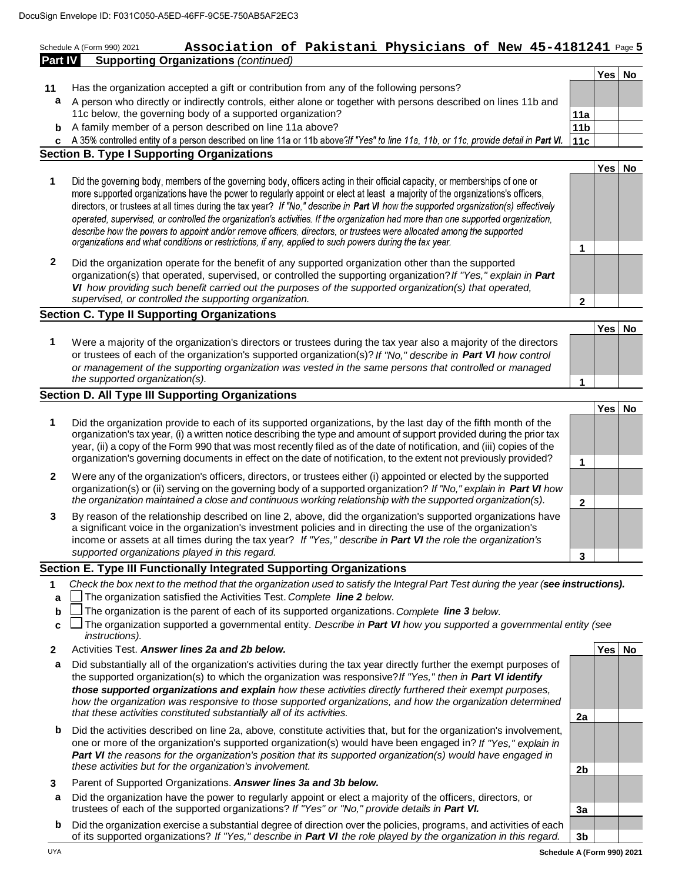DocuSign Envelope ID: F031C050-A5ED-46FF-9C5E-750AB5AF2EC3

Schedule A (Form 990) 2021 **Association of Pakistani Physicians of New 45-4181241** Page 5

**Part IV Supporting Organizations** *(continued)*

| | | | Yes | No |
|---|---|---|---|---|
| **11** | Has the organization accepted a gift or contribution from any of the following persons? | | | |
| **a** | A person who directly or indirectly controls, either alone or together with persons described on lines 11b and 11c below, the governing body of a supported organization? | **11a** | | |
| **b** | A family member of a person described on line 11a above? | **11b** | | |
| **c** | A 35% controlled entity of a person described on line 11a or 11b above? *If "Yes" to line 11a, 11b, or 11c, provide detail in* ***Part VI.*** | **11c** | | |

**Section B. Type I Supporting Organizations**

| | | | Yes | No |
|---|---|---|---|---|
| **1** | Did the governing body, members of the governing body, officers acting in their official capacity, or memberships of one or more supported organizations have the power to regularly appoint or elect at least a majority of the organizations's officers, directors, or trustees at all times during the tax year? *If "No," describe in* ***Part VI*** *how the supported organization(s) effectively operated, supervised, or controlled the organization's activities. If the organization had more than one supported organization, describe how the powers to appoint and/or remove officers, directors, or trustees were allocated among the supported organizations and what conditions or restrictions, if any, applied to such powers during the tax year.* | **1** | | |
| **2** | Did the organization operate for the benefit of any supported organization other than the supported organization(s) that operated, supervised, or controlled the supporting organization? *If "Yes," explain in* ***Part VI*** *how providing such benefit carried out the purposes of the supported organization(s) that operated, supervised, or controlled the supporting organization.* | **2** | | |

**Section C. Type II Supporting Organizations**

| | | | Yes | No |
|---|---|---|---|---|
| **1** | Were a majority of the organization's directors or trustees during the tax year also a majority of the directors or trustees of each of the organization's supported organization(s)? *If "No," describe in* ***Part VI*** *how control or management of the supporting organization was vested in the same persons that controlled or managed the supported organization(s).* | **1** | | |

**Section D. All Type III Supporting Organizations**

| | | | Yes | No |
|---|---|---|---|---|
| **1** | Did the organization provide to each of its supported organizations, by the last day of the fifth month of the organization's tax year, (i) a written notice describing the type and amount of support provided during the prior tax year, (ii) a copy of the Form 990 that was most recently filed as of the date of notification, and (iii) copies of the organization's governing documents in effect on the date of notification, to the extent not previously provided? | **1** | | |
| **2** | Were any of the organization's officers, directors, or trustees either (i) appointed or elected by the supported organization(s) or (ii) serving on the governing body of a supported organization? *If "No," explain in* ***Part VI*** *how the organization maintained a close and continuous working relationship with the supported organization(s).* | **2** | | |
| **3** | By reason of the relationship described on line 2, above, did the organization's supported organizations have a significant voice in the organization's investment policies and in directing the use of the organization's income or assets at all times during the tax year? *If "Yes," describe in* ***Part VI*** *the role the organization's supported organizations played in this regard.* | **3** | | |

**Section E. Type III Functionally Integrated Supporting Organizations**

**1** *Check the box next to the method that the organization used to satisfy the Integral Part Test during the year (**see instructions**).*

- **a** ☐ The organization satisfied the Activities Test. *Complete* ***line 2*** *below.*
- **b** ☐ The organization is the parent of each of its supported organizations. *Complete* ***line 3*** *below.*
- **c** ☐ The organization supported a governmental entity. *Describe in* ***Part VI*** *how you supported a governmental entity (see instructions).*

| | | | Yes | No |
|---|---|---|---|---|
| **2** | Activities Test. ***Answer lines 2a and 2b below.*** | | | |
| **a** | Did substantially all of the organization's activities during the tax year directly further the exempt purposes of the supported organization(s) to which the organization was responsive? *If "Yes," then in* ***Part VI identify those supported organizations and explain*** *how these activities directly furthered their exempt purposes, how the organization was responsive to those supported organizations, and how the organization determined that these activities constituted substantially all of its activities.* | **2a** | | |
| **b** | Did the activities described on line 2a, above, constitute activities that, but for the organization's involvement, one or more of the organization's supported organization(s) would have been engaged in? *If "Yes," explain in* ***Part VI*** *the reasons for the organization's position that its supported organization(s) would have engaged in these activities but for the organization's involvement.* | **2b** | | |
| **3** | Parent of Supported Organizations. ***Answer lines 3a and 3b below.*** | | | |
| **a** | Did the organization have the power to regularly appoint or elect a majority of the officers, directors, or trustees of each of the supported organizations? *If "Yes" or "No," provide details in* ***Part VI.*** | **3a** | | |
| **b** | Did the organization exercise a substantial degree of direction over the policies, programs, and activities of each of its supported organizations? *If "Yes," describe in* ***Part VI*** *the role played by the organization in this regard.* | **3b** | | |

UYA **Schedule A (Form 990) 2021**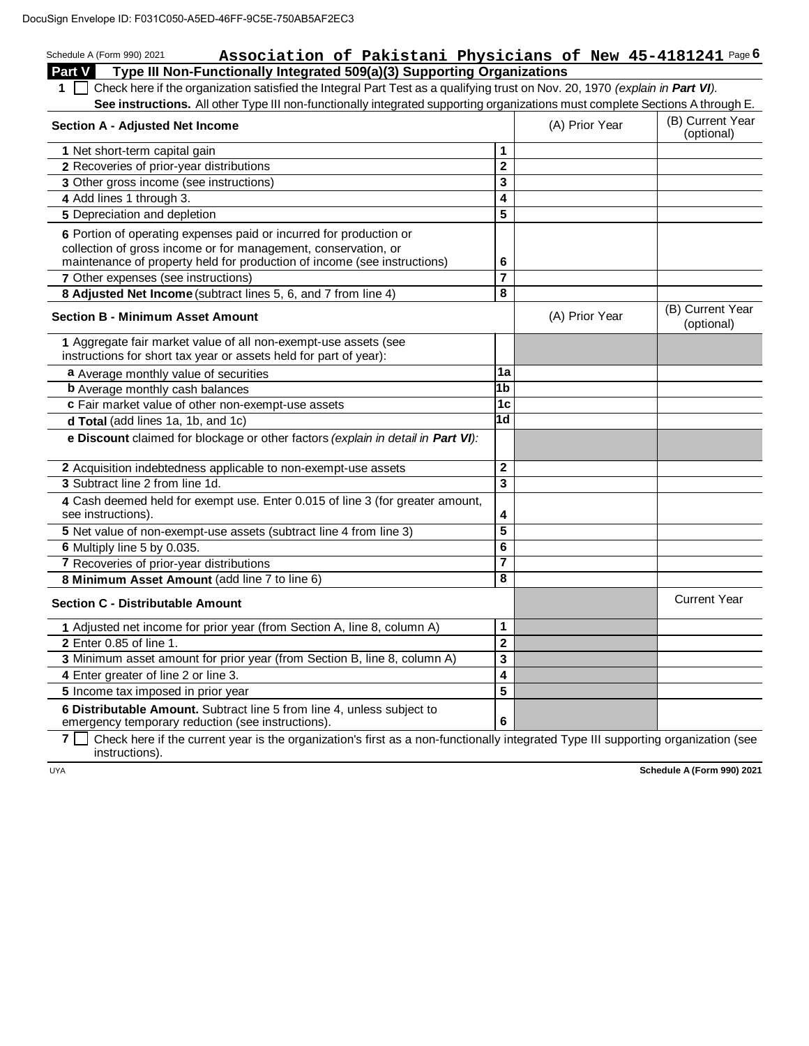Schedule A (Form 990) 2021 **Association of Pakistani Physicians of New 45-4181241**

## Part V Type III Non-Functionally Integrated 509(a)(3) Supporting Organizations

**1** ☐ Check here if the organization satisfied the Integral Part Test as a qualifying trust on Nov. 20, 1970 *(explain in* ***Part VI****).* **See instructions.** All other Type III non-functionally integrated supporting organizations must complete Sections A through E.

| **Section A - Adjusted Net Income** | | (A) Prior Year | (B) Current Year (optional) |
|---|---|---|---|
| **1** Net short-term capital gain | **1** | | |
| **2** Recoveries of prior-year distributions | **2** | | |
| **3** Other gross income (see instructions) | **3** | | |
| **4** Add lines 1 through 3. | **4** | | |
| **5** Depreciation and depletion | **5** | | |
| **6** Portion of operating expenses paid or incurred for production or collection of gross income or for management, conservation, or maintenance of property held for production of income (see instructions) | **6** | | |
| **7** Other expenses (see instructions) | **7** | | |
| **8 Adjusted Net Income** (subtract lines 5, 6, and 7 from line 4) | **8** | | |

| **Section B - Minimum Asset Amount** | | (A) Prior Year | (B) Current Year (optional) |
|---|---|---|---|
| **1** Aggregate fair market value of all non-exempt-use assets (see instructions for short tax year or assets held for part of year): | | | |
| **a** Average monthly value of securities | **1a** | | |
| **b** Average monthly cash balances | **1b** | | |
| **c** Fair market value of other non-exempt-use assets | **1c** | | |
| **d Total** (add lines 1a, 1b, and 1c) | **1d** | | |
| **e Discount** claimed for blockage or other factors *(explain in detail in* ***Part VI****):* | | | |
| **2** Acquisition indebtedness applicable to non-exempt-use assets | **2** | | |
| **3** Subtract line 2 from line 1d. | **3** | | |
| **4** Cash deemed held for exempt use. Enter 0.015 of line 3 (for greater amount, see instructions). | **4** | | |
| **5** Net value of non-exempt-use assets (subtract line 4 from line 3) | **5** | | |
| **6** Multiply line 5 by 0.035. | **6** | | |
| **7** Recoveries of prior-year distributions | **7** | | |
| **8 Minimum Asset Amount** (add line 7 to line 6) | **8** | | |

| **Section C - Distributable Amount** | | | Current Year |
|---|---|---|---|
| **1** Adjusted net income for prior year (from Section A, line 8, column A) | **1** | | |
| **2** Enter 0.85 of line 1. | **2** | | |
| **3** Minimum asset amount for prior year (from Section B, line 8, column A) | **3** | | |
| **4** Enter greater of line 2 or line 3. | **4** | | |
| **5** Income tax imposed in prior year | **5** | | |
| **6 Distributable Amount.** Subtract line 5 from line 4, unless subject to emergency temporary reduction (see instructions). | **6** | | |

**7** ☐ Check here if the current year is the organization's first as a non-functionally integrated Type III supporting organization (see instructions).

Schedule A (Form 990) 2021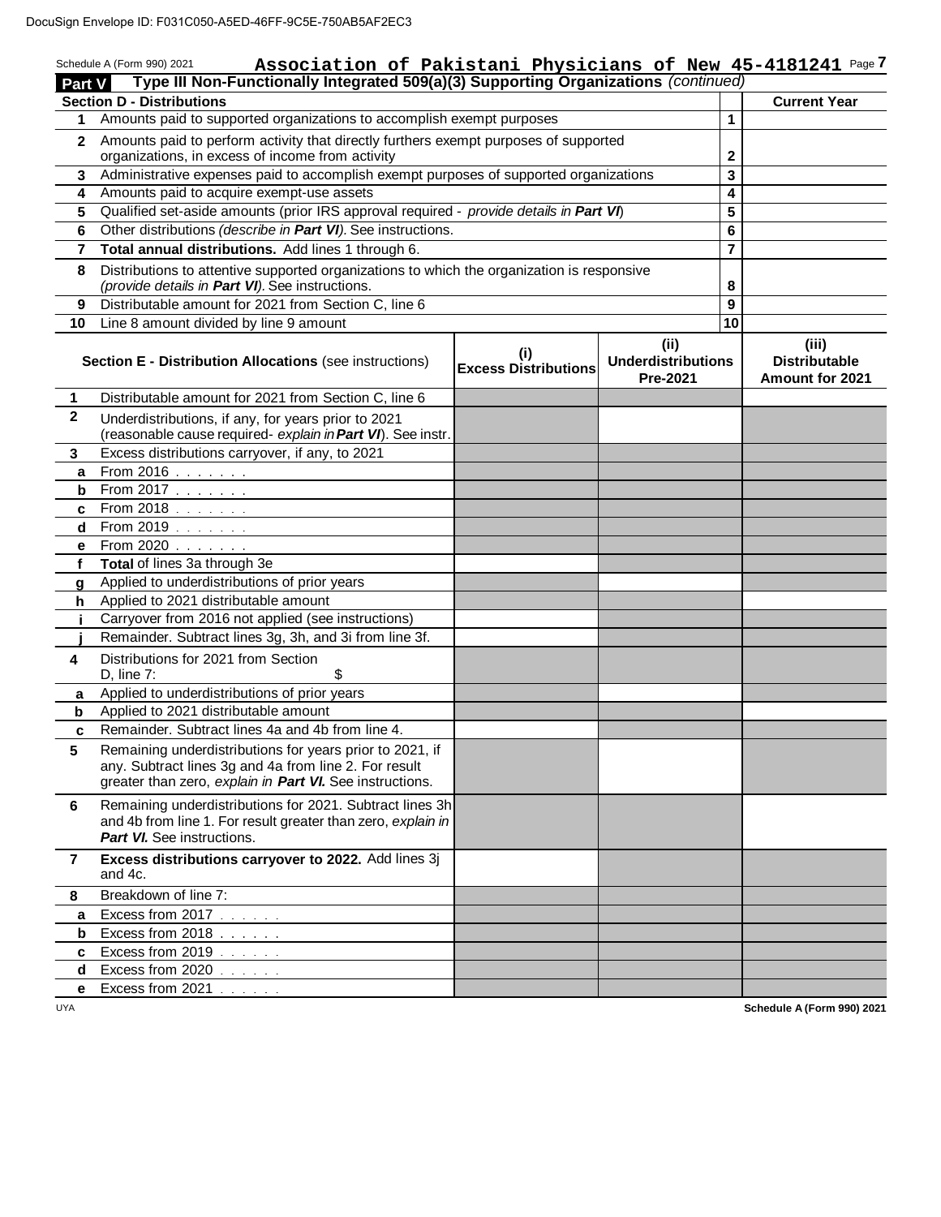DocuSign Envelope ID: F031C050-A5ED-46FF-9C5E-750AB5AF2EC3

Schedule A (Form 990) 2021 **Association of Pakistani Physicians of New 45-4181241** Page **7**

**Part V** **Type III Non-Functionally Integrated 509(a)(3) Supporting Organizations** *(continued)*

| **Section D - Distributions** | | | **Current Year** |
|---|---|---|---|
| **1** | Amounts paid to supported organizations to accomplish exempt purposes | **1** | |
| **2** | Amounts paid to perform activity that directly furthers exempt purposes of supported organizations, in excess of income from activity | **2** | |
| **3** | Administrative expenses paid to accomplish exempt purposes of supported organizations | **3** | |
| **4** | Amounts paid to acquire exempt-use assets | **4** | |
| **5** | Qualified set-aside amounts (prior IRS approval required - *provide details in **Part VI***) | **5** | |
| **6** | Other distributions *(describe in **Part VI**)*. See instructions. | **6** | |
| **7** | **Total annual distributions.** Add lines 1 through 6. | **7** | |
| **8** | Distributions to attentive supported organizations to which the organization is responsive *(provide details in **Part VI**)*. See instructions. | **8** | |
| **9** | Distributable amount for 2021 from Section C, line 6 | **9** | |
| **10** | Line 8 amount divided by line 9 amount | **10** | |

| | **Section E - Distribution Allocations** (see instructions) | **(i) Excess Distributions** | **(ii) Underdistributions Pre-2021** | **(iii) Distributable Amount for 2021** |
|---|---|---|---|---|
| **1** | Distributable amount for 2021 from Section C, line 6 | | | |
| **2** | Underdistributions, if any, for years prior to 2021 (reasonable cause required- *explain in **Part VI***). See instr. | | | |
| **3** | Excess distributions carryover, if any, to 2021 | | | |
| **a** | From 2016 . . . . . . . | | | |
| **b** | From 2017 . . . . . . . | | | |
| **c** | From 2018 . . . . . . . | | | |
| **d** | From 2019 . . . . . . . | | | |
| **e** | From 2020 . . . . . . . | | | |
| **f** | **Total** of lines 3a through 3e | | | |
| **g** | Applied to underdistributions of prior years | | | |
| **h** | Applied to 2021 distributable amount | | | |
| **i** | Carryover from 2016 not applied (see instructions) | | | |
| **j** | Remainder. Subtract lines 3g, 3h, and 3i from line 3f. | | | |
| **4** | Distributions for 2021 from Section D, line 7: $ | | | |
| **a** | Applied to underdistributions of prior years | | | |
| **b** | Applied to 2021 distributable amount | | | |
| **c** | Remainder. Subtract lines 4a and 4b from line 4. | | | |
| **5** | Remaining underdistributions for years prior to 2021, if any. Subtract lines 3g and 4a from line 2. For result greater than zero, *explain in **Part VI.*** See instructions. | | | |
| **6** | Remaining underdistributions for 2021. Subtract lines 3h and 4b from line 1. For result greater than zero, *explain in **Part VI.*** See instructions. | | | |
| **7** | **Excess distributions carryover to 2022.** Add lines 3j and 4c. | | | |
| **8** | Breakdown of line 7: | | | |
| **a** | Excess from 2017 . . . . . . | | | |
| **b** | Excess from 2018 . . . . . . | | | |
| **c** | Excess from 2019 . . . . . . | | | |
| **d** | Excess from 2020 . . . . . . | | | |
| **e** | Excess from 2021 . . . . . . | | | |

UYA **Schedule A (Form 990) 2021**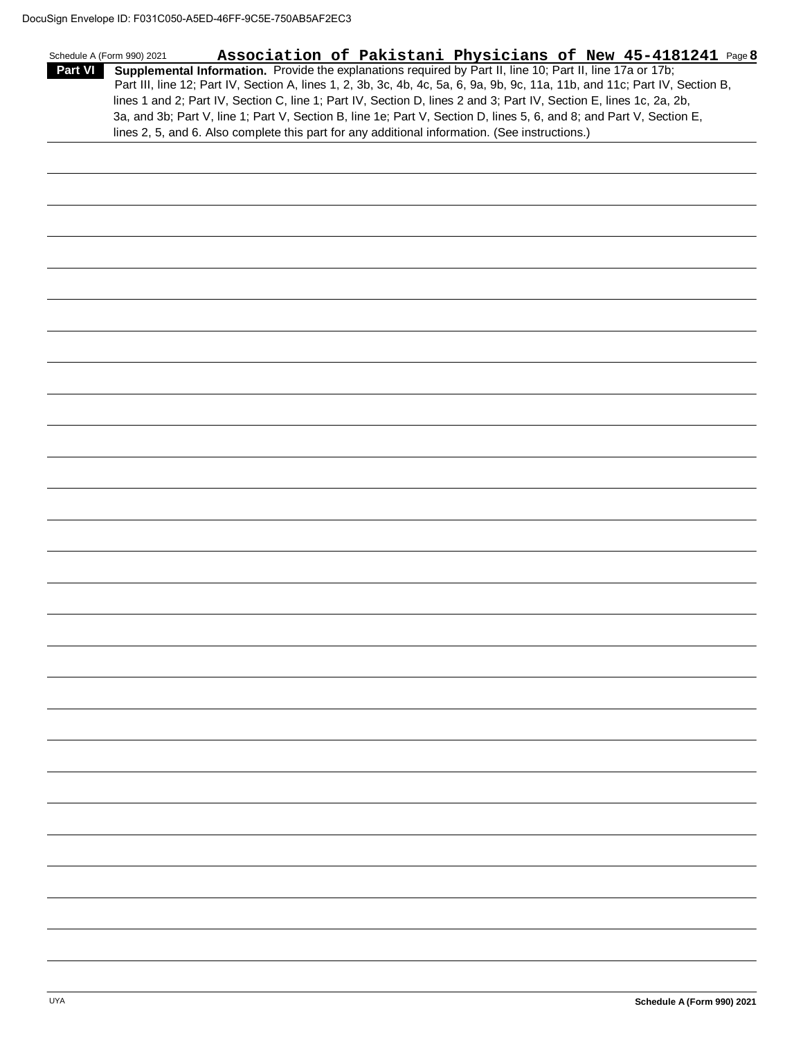**Part VI** **Supplemental Information.** Provide the explanations required by Part II, line 10; Part II, line 17a or 17b; Part III, line 12; Part IV, Section A, lines 1, 2, 3b, 3c, 4b, 4c, 5a, 6, 9a, 9b, 9c, 11a, 11b, and 11c; Part IV, Section B, lines 1 and 2; Part IV, Section C, line 1; Part IV, Section D, lines 2 and 3; Part IV, Section E, lines 1c, 2a, 2b, 3a, and 3b; Part V, line 1; Part V, Section B, line 1e; Part V, Section D, lines 5, 6, and 8; and Part V, Section E, lines 2, 5, and 6. Also complete this part for any additional information. (See instructions.)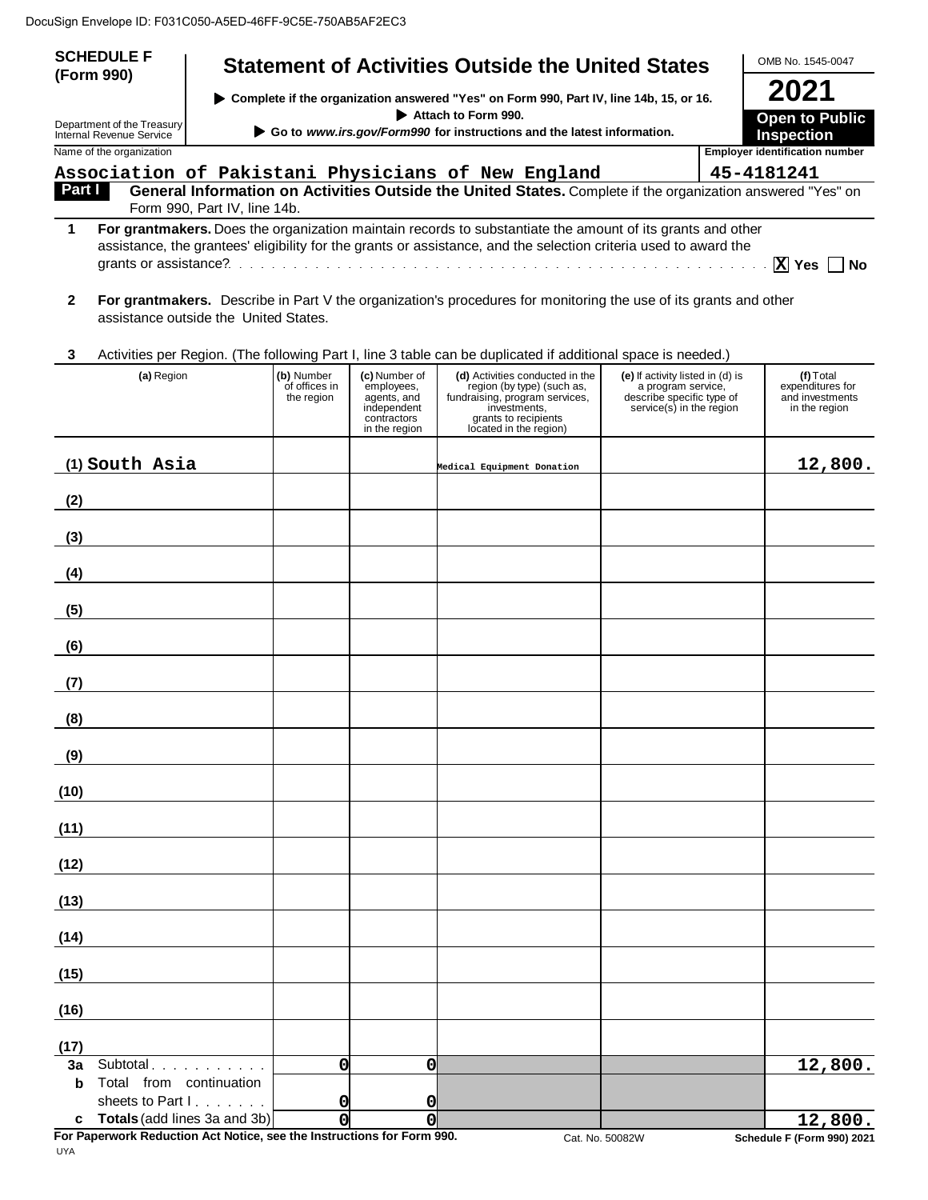DocuSign Envelope ID: F031C050-A5ED-46FF-9C5E-750AB5AF2EC3

**SCHEDULE F (Form 990)**

Department of the Treasury Internal Revenue Service

# Statement of Activities Outside the United States

▶ Complete if the organization answered "Yes" on Form 990, Part IV, line 14b, 15, or 16.

▶ Attach to Form 990.

▶ Go to *www.irs.gov/Form990* for instructions and the latest information.

OMB No. 1545-0047

**2021**

**Open to Public Inspection**

Name of the organization: **Association of Pakistani Physicians of New England**

Employer identification number: **45-4181241**

**Part I** **General Information on Activities Outside the United States.** Complete if the organization answered "Yes" on Form 990, Part IV, line 14b.

**1** **For grantmakers.** Does the organization maintain records to substantiate the amount of its grants and other assistance, the grantees' eligibility for the grants or assistance, and the selection criteria used to award the grants or assistance? . . . . . . . . . . . . . . . . . . . . . . . . . . . . . . . . . . . . . . . . . . . . . [X] Yes [ ] No

**2** **For grantmakers.** Describe in Part V the organization's procedures for monitoring the use of its grants and other assistance outside the United States.

**3** Activities per Region. (The following Part I, line 3 table can be duplicated if additional space is needed.)

| (a) Region | (b) Number of offices in the region | (c) Number of employees, agents, and independent contractors in the region | (d) Activities conducted in the region (by type) (such as, fundraising, program services, investments, grants to recipients located in the region) | (e) If activity listed in (d) is a program service, describe specific type of service(s) in the region | (f) Total expenditures for and investments in the region |
|---|---|---|---|---|---|
| (1) South Asia | | | Medical Equipment Donation | | 12,800. |
| (2) | | | | | |
| (3) | | | | | |
| (4) | | | | | |
| (5) | | | | | |
| (6) | | | | | |
| (7) | | | | | |
| (8) | | | | | |
| (9) | | | | | |
| (10) | | | | | |
| (11) | | | | | |
| (12) | | | | | |
| (13) | | | | | |
| (14) | | | | | |
| (15) | | | | | |
| (16) | | | | | |
| (17) | | | | | |
| **3a** Subtotal . . . . . . . . . . . | 0 | 0 | | | 12,800. |
| **b** Total from continuation sheets to Part I . . . . . . . | 0 | 0 | | | |
| **c** **Totals** (add lines 3a and 3b) | 0 | 0 | | | 12,800. |

**For Paperwork Reduction Act Notice, see the Instructions for Form 990.** Cat. No. 50082W **Schedule F (Form 990) 2021**

UYA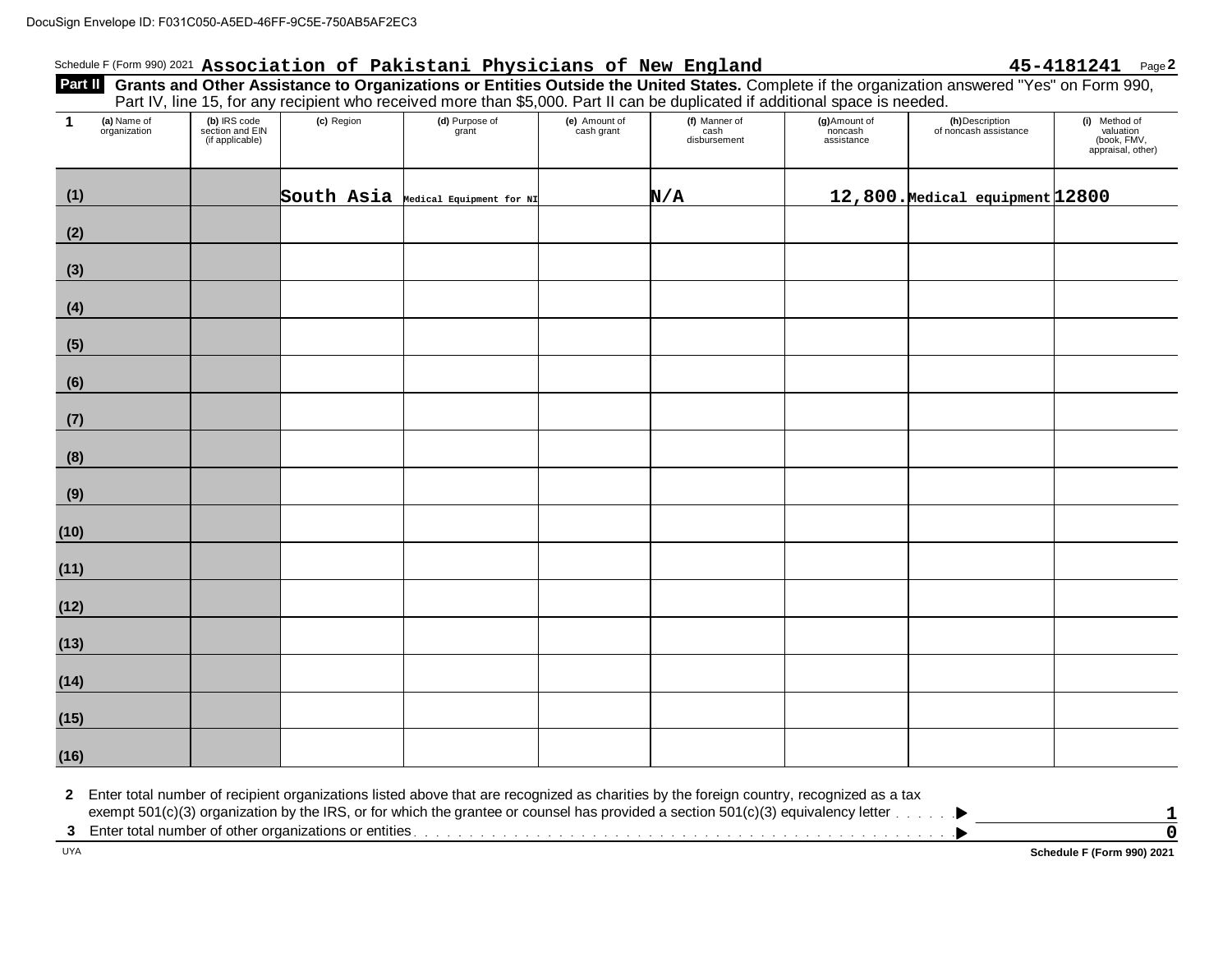DocuSign Envelope ID: F031C050-A5ED-46FF-9C5E-750AB5AF2EC3

Schedule F (Form 990) 2021 **Association of Pakistani Physicians of New England** **45-4181241** Page **2**

**Part II** **Grants and Other Assistance to Organizations or Entities Outside the United States.** Complete if the organization answered "Yes" on Form 990, Part IV, line 15, for any recipient who received more than $5,000. Part II can be duplicated if additional space is needed.

| 1 | (a) Name of organization | (b) IRS code section and EIN (if applicable) | (c) Region | (d) Purpose of grant | (e) Amount of cash grant | (f) Manner of cash disbursement | (g) Amount of noncash assistance | (h) Description of noncash assistance | (i) Method of valuation (book, FMV, appraisal, other) |
|---|---|---|---|---|---|---|---|---|---|
| (1) | | | South Asia | Medical Equipment for NI | | N/A | 12,800. | Medical equipment | 12800 |
| (2) | | | | | | | | | |
| (3) | | | | | | | | | |
| (4) | | | | | | | | | |
| (5) | | | | | | | | | |
| (6) | | | | | | | | | |
| (7) | | | | | | | | | |
| (8) | | | | | | | | | |
| (9) | | | | | | | | | |
| (10) | | | | | | | | | |
| (11) | | | | | | | | | |
| (12) | | | | | | | | | |
| (13) | | | | | | | | | |
| (14) | | | | | | | | | |
| (15) | | | | | | | | | |
| (16) | | | | | | | | | |

**2** Enter total number of recipient organizations listed above that are recognized as charities by the foreign country, recognized as a tax exempt 501(c)(3) organization by the IRS, or for which the grantee or counsel has provided a section 501(c)(3) equivalency letter . . . . . . ▶ **1**

**3** Enter total number of other organizations or entities . . . . . . ▶ **0**

UYA **Schedule F (Form 990) 2021**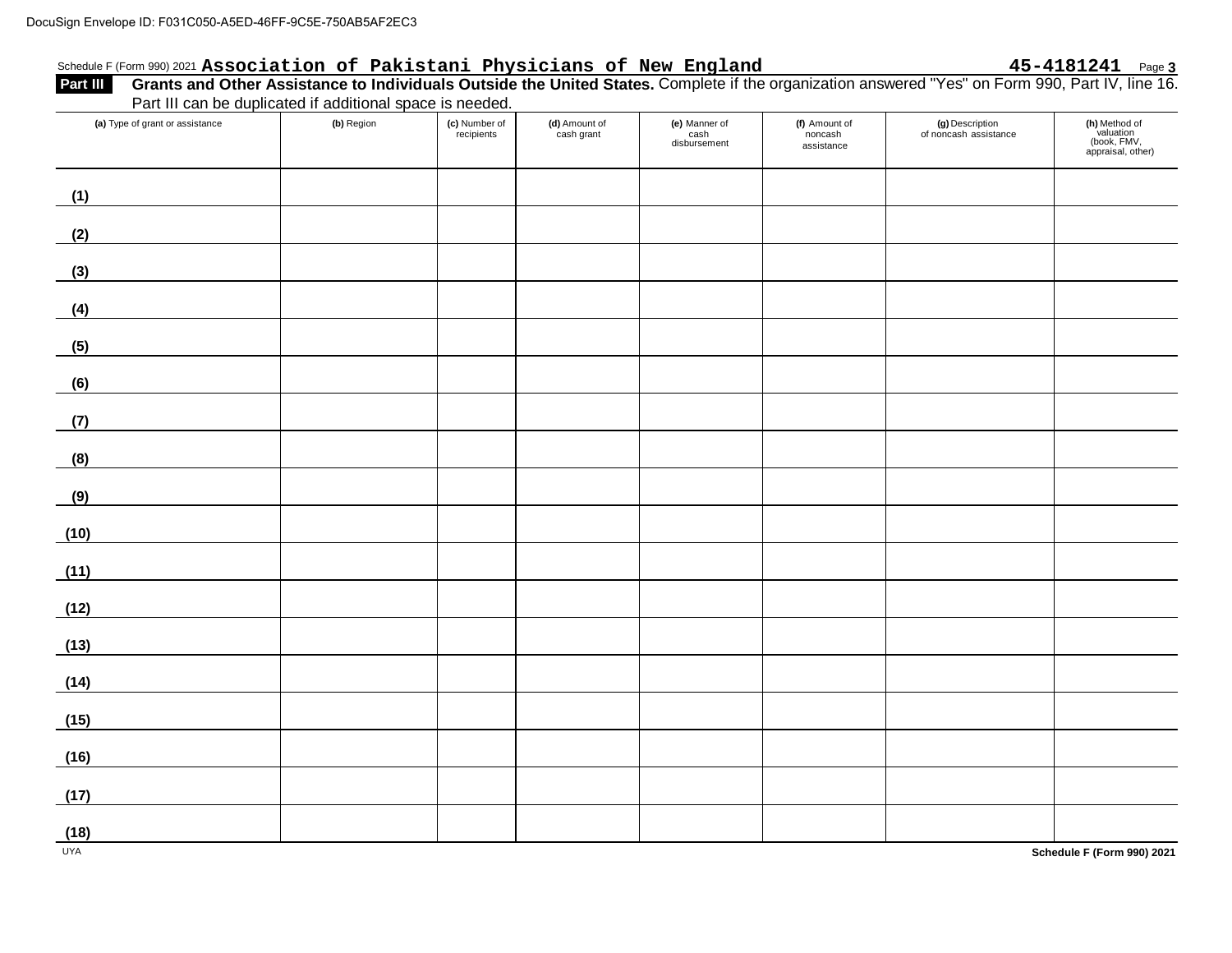DocuSign Envelope ID: F031C050-A5ED-46FF-9C5E-750AB5AF2EC3

Schedule F (Form 990) 2021 **Association of Pakistani Physicians of New England** **45-4181241** Page **3**

**Part III** **Grants and Other Assistance to Individuals Outside the United States.** Complete if the organization answered "Yes" on Form 990, Part IV, line 16. Part III can be duplicated if additional space is needed.

| (a) Type of grant or assistance | (b) Region | (c) Number of recipients | (d) Amount of cash grant | (e) Manner of cash disbursement | (f) Amount of noncash assistance | (g) Description of noncash assistance | (h) Method of valuation (book, FMV, appraisal, other) |
|---|---|---|---|---|---|---|---|
| (1) | | | | | | | |
| (2) | | | | | | | |
| (3) | | | | | | | |
| (4) | | | | | | | |
| (5) | | | | | | | |
| (6) | | | | | | | |
| (7) | | | | | | | |
| (8) | | | | | | | |
| (9) | | | | | | | |
| (10) | | | | | | | |
| (11) | | | | | | | |
| (12) | | | | | | | |
| (13) | | | | | | | |
| (14) | | | | | | | |
| (15) | | | | | | | |
| (16) | | | | | | | |
| (17) | | | | | | | |
| (18) | | | | | | | |

UYA

**Schedule F (Form 990) 2021**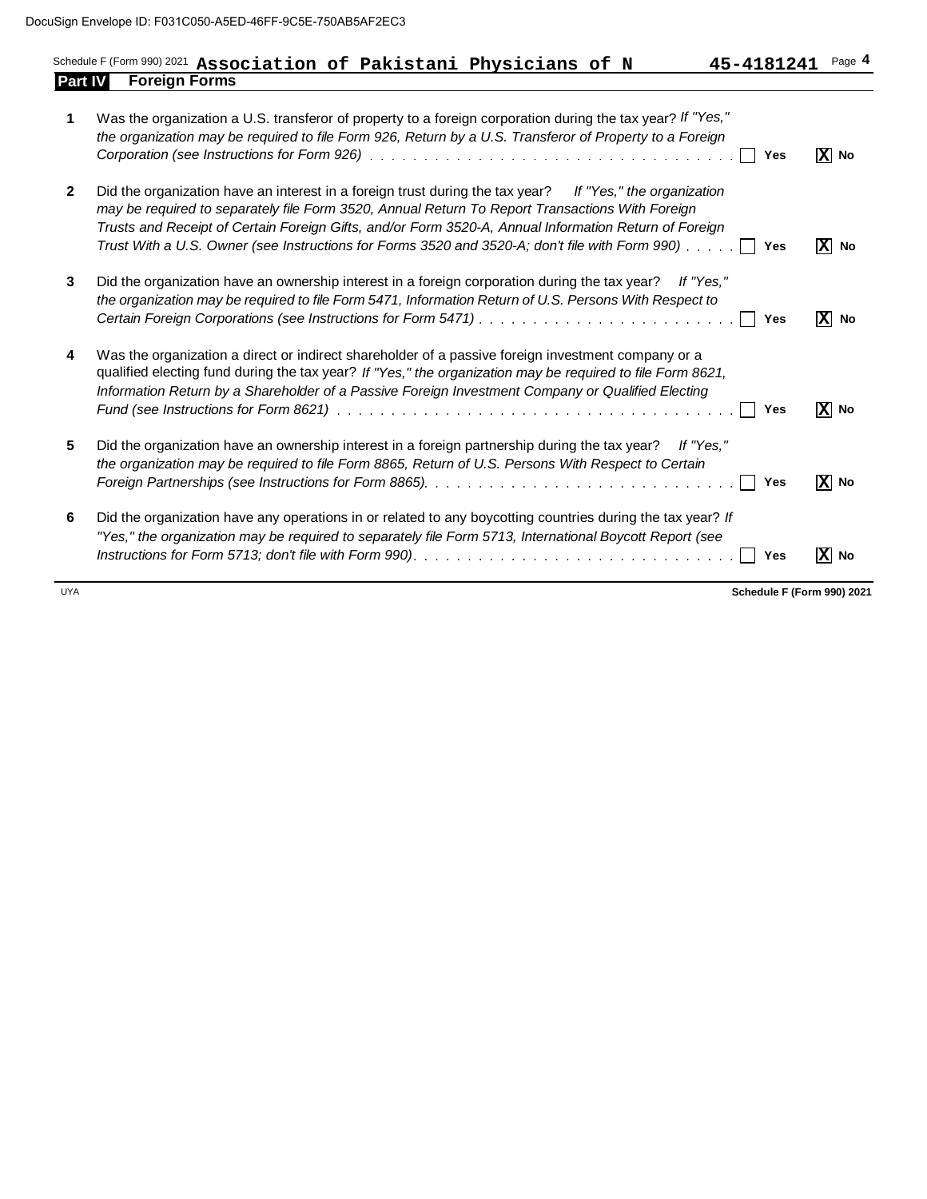DocuSign Envelope ID: F031C050-A5ED-46FF-9C5E-750AB5AF2EC3

Schedule F (Form 990) 2021 **Association of Pakistani Physicians of N** **45-4181241** Page **4**

## Part IV Foreign Forms

**1** Was the organization a U.S. transferor of property to a foreign corporation during the tax year? *If "Yes," the organization may be required to file Form 926, Return by a U.S. Transferor of Property to a Foreign Corporation (see Instructions for Form 926)* . . . . . . . . . . . . . . . . . . . . . . . . . . . . . . . . [ ] Yes [X] No

**2** Did the organization have an interest in a foreign trust during the tax year? *If "Yes," the organization may be required to separately file Form 3520, Annual Return To Report Transactions With Foreign Trusts and Receipt of Certain Foreign Gifts, and/or Form 3520-A, Annual Information Return of Foreign Trust With a U.S. Owner (see Instructions for Forms 3520 and 3520-A; don't file with Form 990)* . . . . . [ ] Yes [X] No

**3** Did the organization have an ownership interest in a foreign corporation during the tax year? *If "Yes," the organization may be required to file Form 5471, Information Return of U.S. Persons With Respect to Certain Foreign Corporations (see Instructions for Form 5471)* . . . . . . . . . . . . . . . . . . . . . . . . [ ] Yes [X] No

**4** Was the organization a direct or indirect shareholder of a passive foreign investment company or a qualified electing fund during the tax year? *If "Yes," the organization may be required to file Form 8621, Information Return by a Shareholder of a Passive Foreign Investment Company or Qualified Electing Fund (see Instructions for Form 8621)* . . . . . . . . . . . . . . . . . . . . . . . . . . . . . . . . . . . . [ ] Yes [X] No

**5** Did the organization have an ownership interest in a foreign partnership during the tax year? *If "Yes," the organization may be required to file Form 8865, Return of U.S. Persons With Respect to Certain Foreign Partnerships (see Instructions for Form 8865).* . . . . . . . . . . . . . . . . . . . . . . . . . . . [ ] Yes [X] No

**6** Did the organization have any operations in or related to any boycotting countries during the tax year? *If "Yes," the organization may be required to separately file Form 5713, International Boycott Report (see Instructions for Form 5713; don't file with Form 990).* . . . . . . . . . . . . . . . . . . . . . . . . . . . [ ] Yes [X] No

UYA **Schedule F (Form 990) 2021**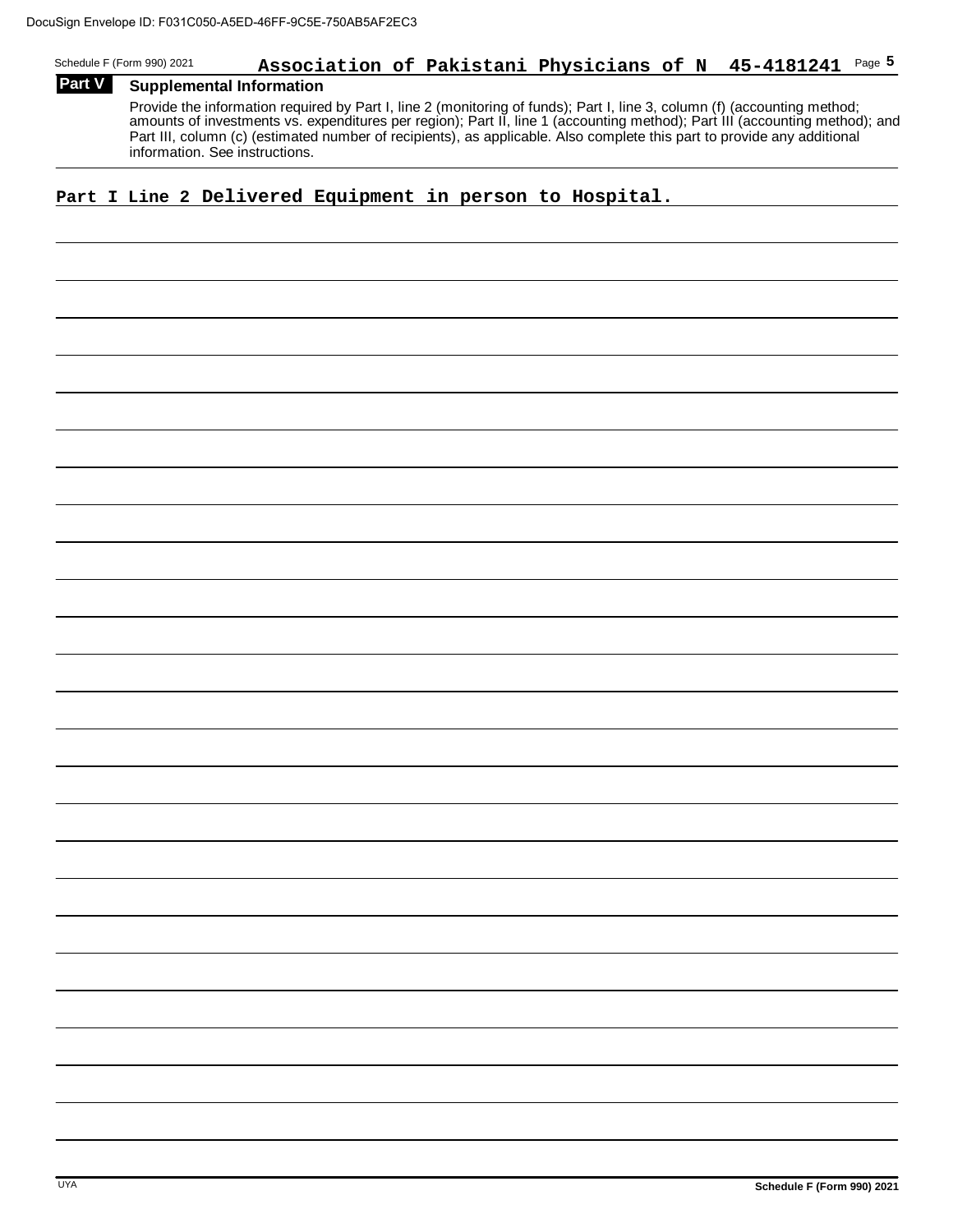DocuSign Envelope ID: F031C050-A5ED-46FF-9C5E-750AB5AF2EC3

Schedule F (Form 990) 2021 **Association of Pakistani Physicians of N 45-4181241** Page **5**

## Part V Supplemental Information

Provide the information required by Part I, line 2 (monitoring of funds); Part I, line 3, column (f) (accounting method; amounts of investments vs. expenditures per region); Part II, line 1 (accounting method); Part III (accounting method); and Part III, column (c) (estimated number of recipients), as applicable. Also complete this part to provide any additional information. See instructions.

**Part I Line 2 Delivered Equipment in person to Hospital.**

UYA **Schedule F (Form 990) 2021**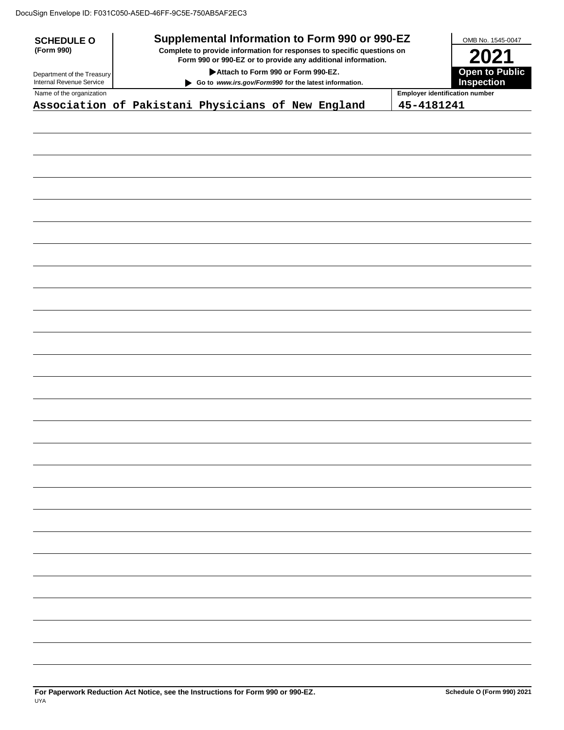DocuSign Envelope ID: F031C050-A5ED-46FF-9C5E-750AB5AF2EC3

**SCHEDULE O**
**(Form 990)**

Department of the Treasury
Internal Revenue Service

# Supplemental Information to Form 990 or 990-EZ

**Complete to provide information for responses to specific questions on Form 990 or 990-EZ or to provide any additional information.**

**▶ Attach to Form 990 or Form 990-EZ.**

**▶ Go to *www.irs.gov/Form990* for the latest information.**

OMB No. 1545-0047

**2021**

**Open to Public Inspection**

| Name of the organization | Employer identification number |
|---|---|
| Association of Pakistani Physicians of New England | 45-4181241 |

**For Paperwork Reduction Act Notice, see the Instructions for Form 990 or 990-EZ.** **Schedule O (Form 990) 2021**

UYA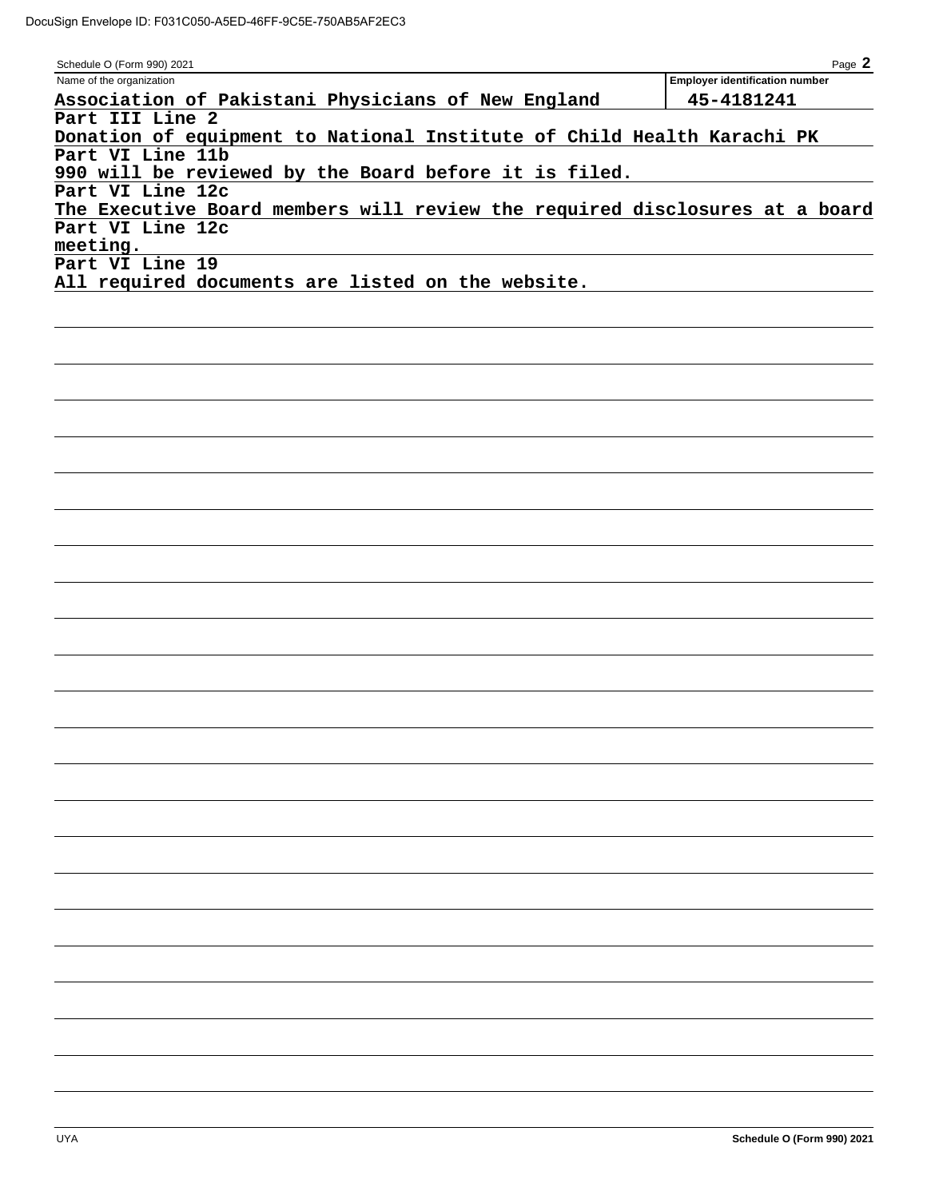DocuSign Envelope ID: F031C050-A5ED-46FF-9C5E-750AB5AF2EC3

Schedule O (Form 990) 2021 Page **2**

| Name of the organization | Employer identification number |
|---|---|
| **Association of Pakistani Physicians of New England** | **45-4181241** |

**Part III Line 2**

**Donation of equipment to National Institute of Child Health Karachi PK**

**Part VI Line 11b**

**990 will be reviewed by the Board before it is filed.**

**Part VI Line 12c**

**The Executive Board members will review the required disclosures at a board**

**Part VI Line 12c**

**meeting.**

**Part VI Line 19**

**All required documents are listed on the website.**

UYA **Schedule O (Form 990) 2021**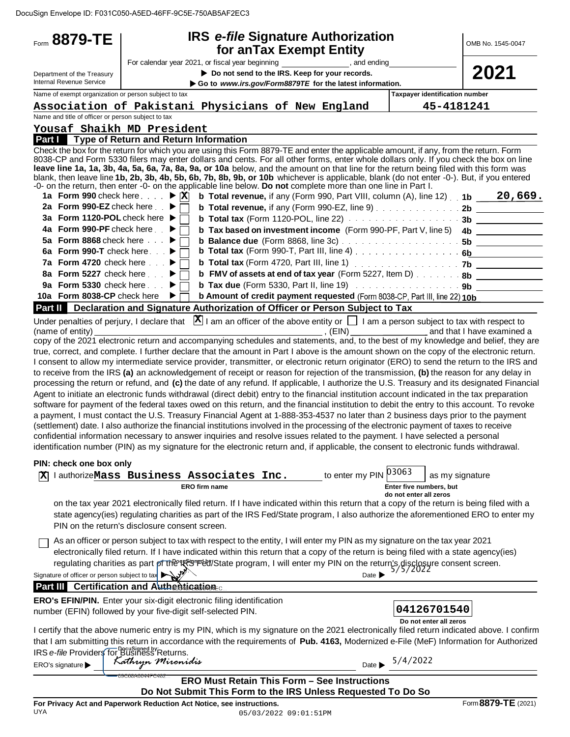DocuSign Envelope ID: F031C050-A5ED-46FF-9C5E-750AB5AF2EC3

Form **8879-TE**

Department of the Treasury
Internal Revenue Service

# IRS *e-file* Signature Authorization for anTax Exempt Entity

For calendar year 2021, or fiscal year beginning ______________, and ending ______________

▶ Do not send to the IRS. Keep for your records.

▶ Go to *www.irs.gov/Form8879TE* for the latest information.

OMB No. 1545-0047

**2021**

| Name of exempt organization or person subject to tax | Taxpayer identification number |
|---|---|
| Association of Pakistani Physicians of New England | 45-4181241 |

Name and title of officer or person subject to tax

Yousaf Shaikh MD President

## Part I Type of Return and Return Information

Check the box for the return for which you are using this Form 8879-TE and enter the applicable amount, if any, from the return. Form 8038-CP and Form 5330 filers may enter dollars and cents. For all other forms, enter whole dollars only. If you check the box on line **leave line 1a, 1a, 3b, 4a, 5a, 6a, 7a, 8a, 9a, or 10a** below, and the amount on that line for the return being filed with this form was blank, then leave line **1b, 2b, 3b, 4b, 5b, 6b, 7b, 8b, 9b, or 10b** whichever is applicable, blank (do not enter -0-). But, if you entered -0- on the return, then enter -0- on the applicable line below. **Do not** complete more than one line in Part I.

| | | | |
|---|---|---|---|
| **1a Form 990** check here ▶ [X] | **b Total revenue,** if any (Form 990, Part VIII, column (A), line 12) | **1b** | 20,669. |
| **2a Form 990-EZ** check here ▶ [ ] | **b Total revenue,** if any (Form 990-EZ, line 9) | **2b** | |
| **3a Form 1120-POL** check here ▶ [ ] | **b Total tax** (Form 1120-POL, line 22) | **3b** | |
| **4a Form 990-PF** check here ▶ [ ] | **b Tax based on investment income** (Form 990-PF, Part V, line 5) | **4b** | |
| **5a Form 8868** check here ▶ [ ] | **b Balance due** (Form 8868, line 3c) | **5b** | |
| **6a Form 990-T** check here ▶ [ ] | **b Total tax** (Form 990-T, Part III, line 4) | **6b** | |
| **7a Form 4720** check here ▶ [ ] | **b Total tax** (Form 4720, Part III, line 1) | **7b** | |
| **8a Form 5227** check here ▶ [ ] | **b FMV of assets at end of tax year** (Form 5227, Item D) | **8b** | |
| **9a Form 5330** check here ▶ [ ] | **b Tax due** (Form 5330, Part II, line 19) | **9b** | |
| **10a Form 8038-CP** check here ▶ [ ] | **b Amount of credit payment requested** (Form 8038-CP, Part III, line 22) | **10b** | |

## Part II Declaration and Signature Authorization of Officer or Person Subject to Tax

Under penalties of perjury, I declare that [X] I am an officer of the above entity or [ ] I am a person subject to tax with respect to (name of entity) ______________________________, (EIN) ______________ and that I have examined a copy of the 2021 electronic return and accompanying schedules and statements, and, to the best of my knowledge and belief, they are true, correct, and complete. I further declare that the amount in Part I above is the amount shown on the copy of the electronic return. I consent to allow my intermediate service provider, transmitter, or electronic return originator (ERO) to send the return to the IRS and to receive from the IRS **(a)** an acknowledgement of receipt or reason for rejection of the transmission, **(b)** the reason for any delay in processing the return or refund, and **(c)** the date of any refund. If applicable, I authorize the U.S. Treasury and its designated Financial Agent to initiate an electronic funds withdrawal (direct debit) entry to the financial institution account indicated in the tax preparation software for payment of the federal taxes owed on this return, and the financial institution to debit the entry to this account. To revoke a payment, I must contact the U.S. Treasury Financial Agent at 1-888-353-4537 no later than 2 business days prior to the payment (settlement) date. I also authorize the financial institutions involved in the processing of the electronic payment of taxes to receive confidential information necessary to answer inquiries and resolve issues related to the payment. I have selected a personal identification number (PIN) as my signature for the electronic return and, if applicable, the consent to electronic funds withdrawal.

**PIN: check one box only**

[X] I authorize **Mass Business Associates Inc.** to enter my PIN 03063 as my signature

**ERO firm name** — **Enter five numbers, but do not enter all zeros**

on the tax year 2021 electronically filed return. If I have indicated within this return that a copy of the return is being filed with a state agency(ies) regulating charities as part of the IRS Fed/State program, I also authorize the aforementioned ERO to enter my PIN on the return's disclosure consent screen.

[ ] As an officer or person subject to tax with respect to the entity, I will enter my PIN as my signature on the tax year 2021 electronically filed return. If I have indicated within this return that a copy of the return is being filed with a state agency(ies) regulating charities as part of the IRS Fed/State program, I will enter my PIN on the return's disclosure consent screen.

Signature of officer or person subject to tax ▶ [DocuSigned] Date ▶ 5/5/2022

## Part III Certification and Authentication

**ERO's EFIN/PIN.** Enter your six-digit electronic filing identification number (EFIN) followed by your five-digit self-selected PIN. **04126701540**

**Do not enter all zeros**

I certify that the above numeric entry is my PIN, which is my signature on the 2021 electronically filed return indicated above. I confirm that I am submitting this return in accordance with the requirements of **Pub. 4163,** Modernized e-File (MeF) Information for Authorized IRS *e-file* Providers for Business Returns.

ERO's signature ▶ DocuSigned by: *Kathryn Mironidis* 09C08A6044FC482 Date ▶ 5/4/2022

**ERO Must Retain This Form – See Instructions**

**Do Not Submit This Form to the IRS Unless Requested To Do So**

**For Privacy Act and Paperwork Reduction Act Notice, see instructions.** Form **8879-TE** (2021)

UYA 05/03/2022 09:01:51PM